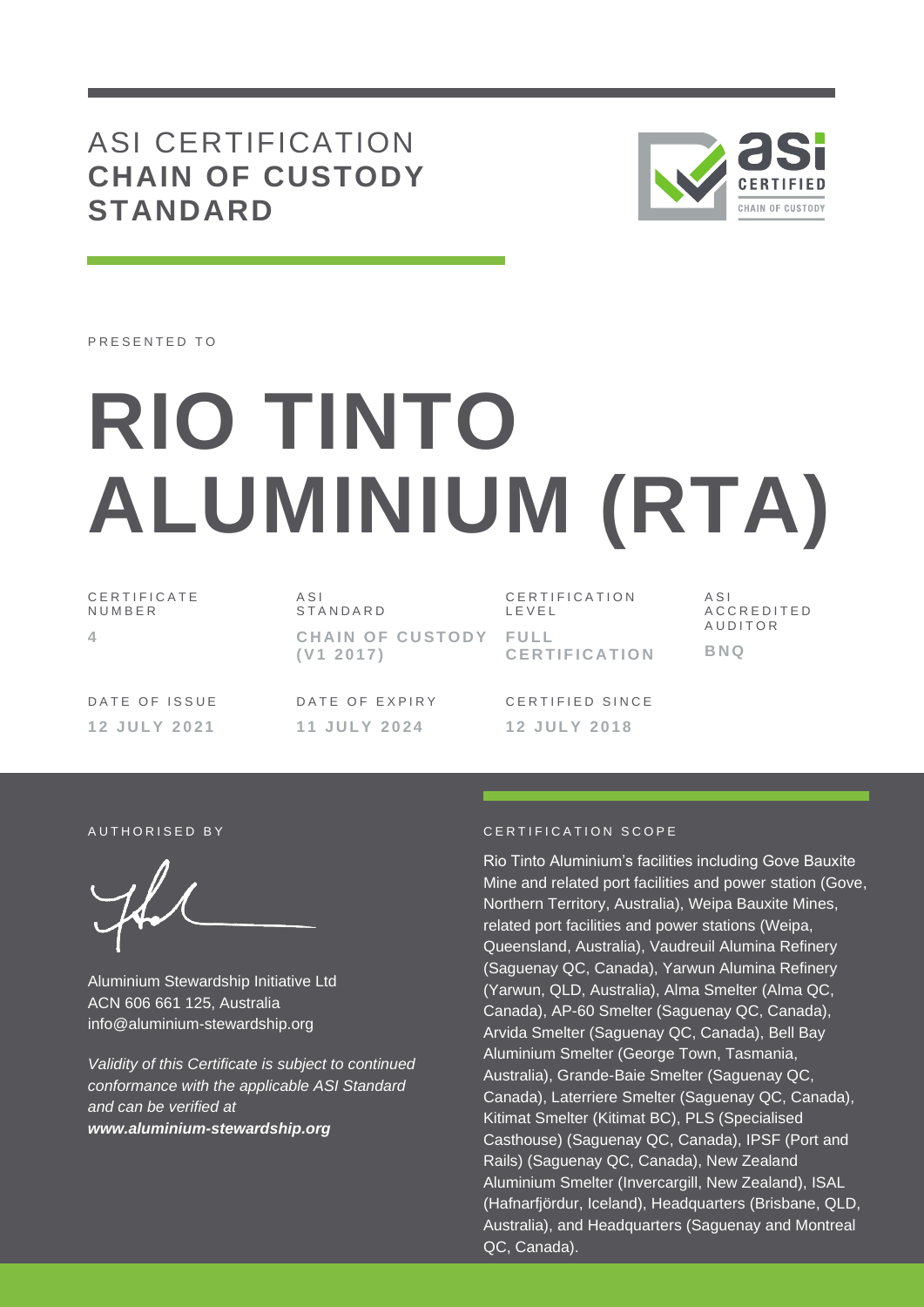# ASI CERTIFICATION
## CHAIN OF CUSTODY STANDARD

PRESENTED TO

# RIO TINTO ALUMINIUM (RTA)

| CERTIFICATE NUMBER | ASI STANDARD | CERTIFICATION LEVEL | ASI ACCREDITED AUDITOR |
|---|---|---|---|
| 4 | CHAIN OF CUSTODY (V1 2017) | FULL CERTIFICATION | BNQ |

| DATE OF ISSUE | DATE OF EXPIRY | CERTIFIED SINCE |
|---|---|---|
| 12 JULY 2021 | 11 JULY 2024 | 12 JULY 2018 |

AUTHORISED BY

Aluminium Stewardship Initiative Ltd
ACN 606 661 125, Australia
info@aluminium-stewardship.org

*Validity of this Certificate is subject to continued conformance with the applicable ASI Standard and can be verified at* ***www.aluminium-stewardship.org***

CERTIFICATION SCOPE

Rio Tinto Aluminium's facilities including Gove Bauxite Mine and related port facilities and power station (Gove, Northern Territory, Australia), Weipa Bauxite Mines, related port facilities and power stations (Weipa, Queensland, Australia), Vaudreuil Alumina Refinery (Saguenay QC, Canada), Yarwun Alumina Refinery (Yarwun, QLD, Australia), Alma Smelter (Alma QC, Canada), AP-60 Smelter (Saguenay QC, Canada), Arvida Smelter (Saguenay QC, Canada), Bell Bay Aluminium Smelter (George Town, Tasmania, Australia), Grande-Baie Smelter (Saguenay QC, Canada), Laterriere Smelter (Saguenay QC, Canada), Kitimat Smelter (Kitimat BC), PLS (Specialised Casthouse) (Saguenay QC, Canada), IPSF (Port and Rails) (Saguenay QC, Canada), New Zealand Aluminium Smelter (Invercargill, New Zealand), ISAL (Hafnarfjördur, Iceland), Headquarters (Brisbane, QLD, Australia), and Headquarters (Saguenay and Montreal QC, Canada).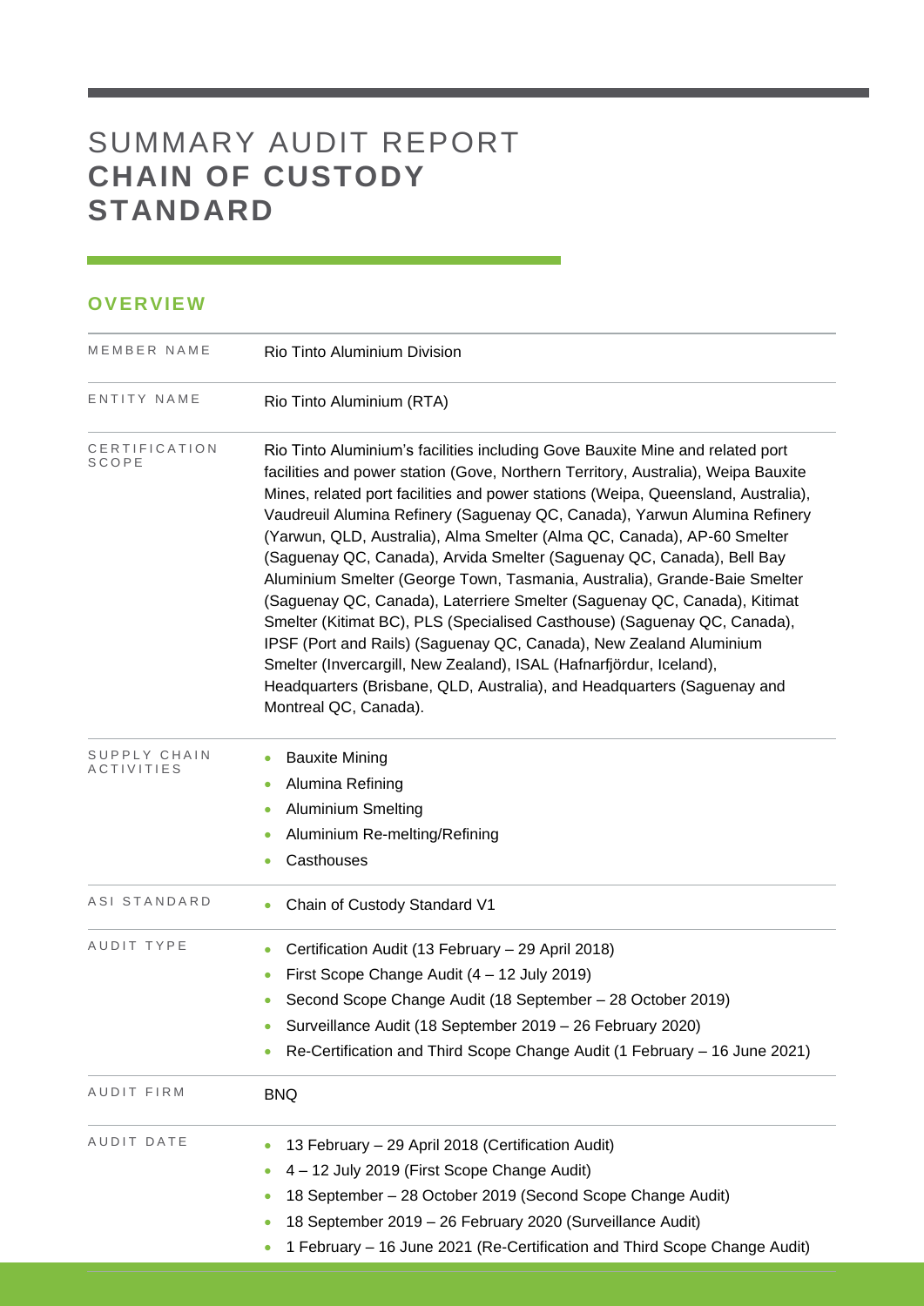# SUMMARY AUDIT REPORT **CHAIN OF CUSTODY STANDARD**

## OVERVIEW

| | |
|---|---|
| MEMBER NAME | Rio Tinto Aluminium Division |
| ENTITY NAME | Rio Tinto Aluminium (RTA) |
| CERTIFICATION SCOPE | Rio Tinto Aluminium's facilities including Gove Bauxite Mine and related port facilities and power station (Gove, Northern Territory, Australia), Weipa Bauxite Mines, related port facilities and power stations (Weipa, Queensland, Australia), Vaudreuil Alumina Refinery (Saguenay QC, Canada), Yarwun Alumina Refinery (Yarwun, QLD, Australia), Alma Smelter (Alma QC, Canada), AP-60 Smelter (Saguenay QC, Canada), Arvida Smelter (Saguenay QC, Canada), Bell Bay Aluminium Smelter (George Town, Tasmania, Australia), Grande-Baie Smelter (Saguenay QC, Canada), Laterriere Smelter (Saguenay QC, Canada), Kitimat Smelter (Kitimat BC), PLS (Specialised Casthouse) (Saguenay QC, Canada), IPSF (Port and Rails) (Saguenay QC, Canada), New Zealand Aluminium Smelter (Invercargill, New Zealand), ISAL (Hafnarfjördur, Iceland), Headquarters (Brisbane, QLD, Australia), and Headquarters (Saguenay and Montreal QC, Canada). |
| SUPPLY CHAIN ACTIVITIES | • Bauxite Mining<br>• Alumina Refining<br>• Aluminium Smelting<br>• Aluminium Re-melting/Refining<br>• Casthouses |
| ASI STANDARD | • Chain of Custody Standard V1 |
| AUDIT TYPE | • Certification Audit (13 February – 29 April 2018)<br>• First Scope Change Audit (4 – 12 July 2019)<br>• Second Scope Change Audit (18 September – 28 October 2019)<br>• Surveillance Audit (18 September 2019 – 26 February 2020)<br>• Re-Certification and Third Scope Change Audit (1 February – 16 June 2021) |
| AUDIT FIRM | BNQ |
| AUDIT DATE | • 13 February – 29 April 2018 (Certification Audit)<br>• 4 – 12 July 2019 (First Scope Change Audit)<br>• 18 September – 28 October 2019 (Second Scope Change Audit)<br>• 18 September 2019 – 26 February 2020 (Surveillance Audit)<br>• 1 February – 16 June 2021 (Re-Certification and Third Scope Change Audit) |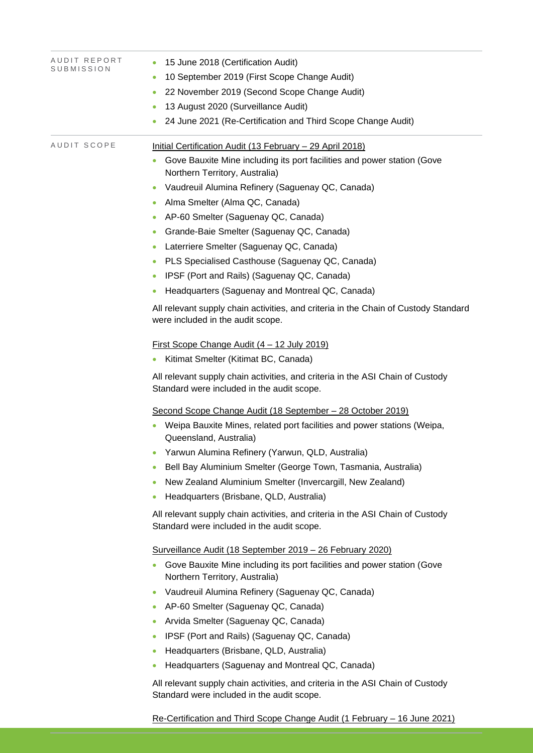**AUDIT REPORT SUBMISSION**

- 15 June 2018 (Certification Audit)
- 10 September 2019 (First Scope Change Audit)
- 22 November 2019 (Second Scope Change Audit)
- 13 August 2020 (Surveillance Audit)
- 24 June 2021 (Re-Certification and Third Scope Change Audit)

**AUDIT SCOPE**

Initial Certification Audit (13 February – 29 April 2018)

- Gove Bauxite Mine including its port facilities and power station (Gove Northern Territory, Australia)
- Vaudreuil Alumina Refinery (Saguenay QC, Canada)
- Alma Smelter (Alma QC, Canada)
- AP-60 Smelter (Saguenay QC, Canada)
- Grande-Baie Smelter (Saguenay QC, Canada)
- Laterriere Smelter (Saguenay QC, Canada)
- PLS Specialised Casthouse (Saguenay QC, Canada)
- IPSF (Port and Rails) (Saguenay QC, Canada)
- Headquarters (Saguenay and Montreal QC, Canada)

All relevant supply chain activities, and criteria in the Chain of Custody Standard were included in the audit scope.

First Scope Change Audit (4 – 12 July 2019)

- Kitimat Smelter (Kitimat BC, Canada)

All relevant supply chain activities, and criteria in the ASI Chain of Custody Standard were included in the audit scope.

Second Scope Change Audit (18 September – 28 October 2019)

- Weipa Bauxite Mines, related port facilities and power stations (Weipa, Queensland, Australia)
- Yarwun Alumina Refinery (Yarwun, QLD, Australia)
- Bell Bay Aluminium Smelter (George Town, Tasmania, Australia)
- New Zealand Aluminium Smelter (Invercargill, New Zealand)
- Headquarters (Brisbane, QLD, Australia)

All relevant supply chain activities, and criteria in the ASI Chain of Custody Standard were included in the audit scope.

Surveillance Audit (18 September 2019 – 26 February 2020)

- Gove Bauxite Mine including its port facilities and power station (Gove Northern Territory, Australia)
- Vaudreuil Alumina Refinery (Saguenay QC, Canada)
- AP-60 Smelter (Saguenay QC, Canada)
- Arvida Smelter (Saguenay QC, Canada)
- IPSF (Port and Rails) (Saguenay QC, Canada)
- Headquarters (Brisbane, QLD, Australia)
- Headquarters (Saguenay and Montreal QC, Canada)

All relevant supply chain activities, and criteria in the ASI Chain of Custody Standard were included in the audit scope.

Re-Certification and Third Scope Change Audit (1 February – 16 June 2021)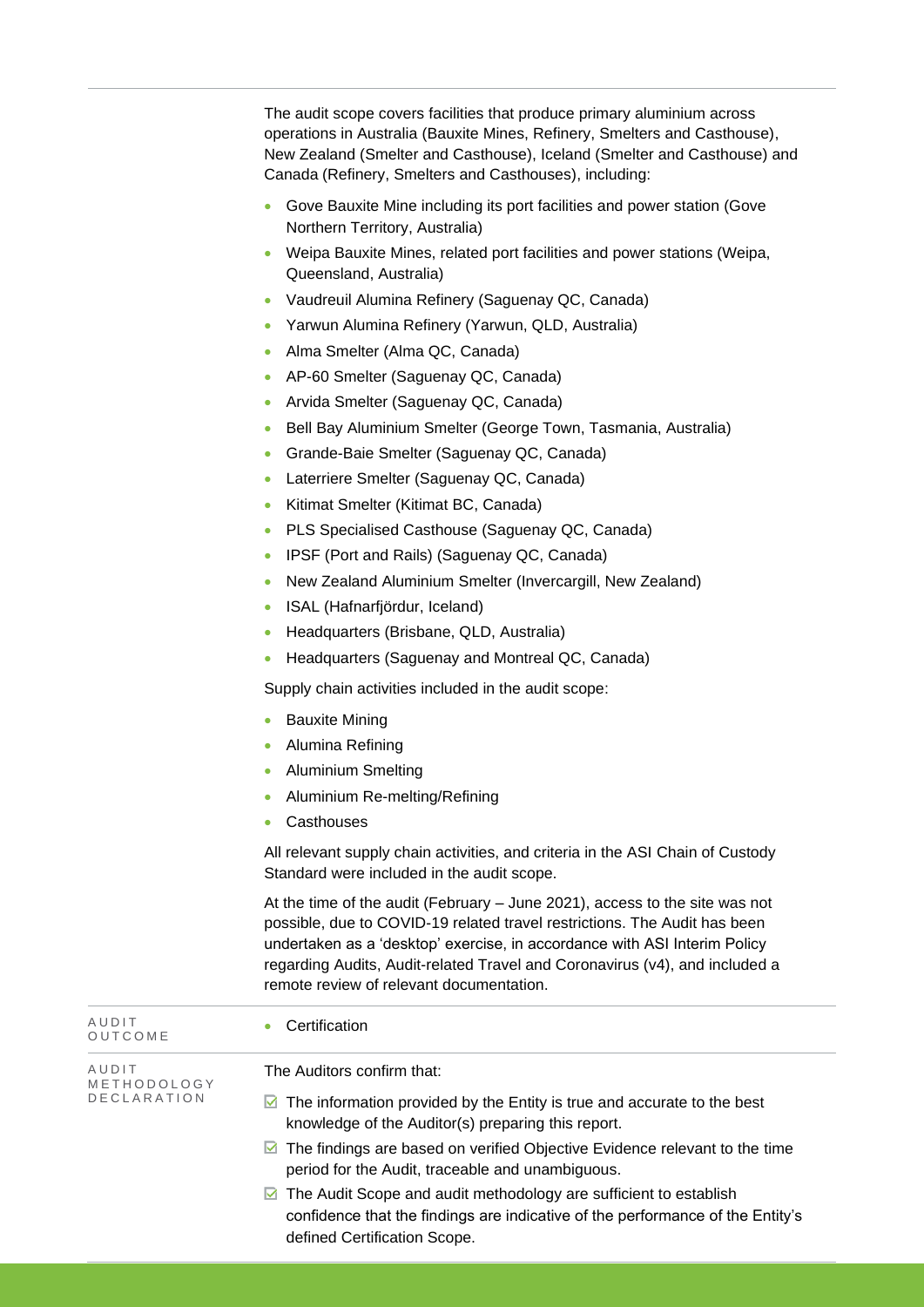The audit scope covers facilities that produce primary aluminium across operations in Australia (Bauxite Mines, Refinery, Smelters and Casthouse), New Zealand (Smelter and Casthouse), Iceland (Smelter and Casthouse) and Canada (Refinery, Smelters and Casthouses), including:

- Gove Bauxite Mine including its port facilities and power station (Gove Northern Territory, Australia)
- Weipa Bauxite Mines, related port facilities and power stations (Weipa, Queensland, Australia)
- Vaudreuil Alumina Refinery (Saguenay QC, Canada)
- Yarwun Alumina Refinery (Yarwun, QLD, Australia)
- Alma Smelter (Alma QC, Canada)
- AP-60 Smelter (Saguenay QC, Canada)
- Arvida Smelter (Saguenay QC, Canada)
- Bell Bay Aluminium Smelter (George Town, Tasmania, Australia)
- Grande-Baie Smelter (Saguenay QC, Canada)
- Laterriere Smelter (Saguenay QC, Canada)
- Kitimat Smelter (Kitimat BC, Canada)
- PLS Specialised Casthouse (Saguenay QC, Canada)
- IPSF (Port and Rails) (Saguenay QC, Canada)
- New Zealand Aluminium Smelter (Invercargill, New Zealand)
- ISAL (Hafnarfjördur, Iceland)
- Headquarters (Brisbane, QLD, Australia)
- Headquarters (Saguenay and Montreal QC, Canada)

Supply chain activities included in the audit scope:

- Bauxite Mining
- Alumina Refining
- Aluminium Smelting
- Aluminium Re-melting/Refining
- Casthouses

All relevant supply chain activities, and criteria in the ASI Chain of Custody Standard were included in the audit scope.

At the time of the audit (February – June 2021), access to the site was not possible, due to COVID-19 related travel restrictions. The Audit has been undertaken as a 'desktop' exercise, in accordance with ASI Interim Policy regarding Audits, Audit-related Travel and Coronavirus (v4), and included a remote review of relevant documentation.

| | |
|---|---|
| AUDIT OUTCOME | • Certification |
| AUDIT METHODOLOGY DECLARATION | The Auditors confirm that:<br>☑ The information provided by the Entity is true and accurate to the best knowledge of the Auditor(s) preparing this report.<br>☑ The findings are based on verified Objective Evidence relevant to the time period for the Audit, traceable and unambiguous.<br>☑ The Audit Scope and audit methodology are sufficient to establish confidence that the findings are indicative of the performance of the Entity's defined Certification Scope. |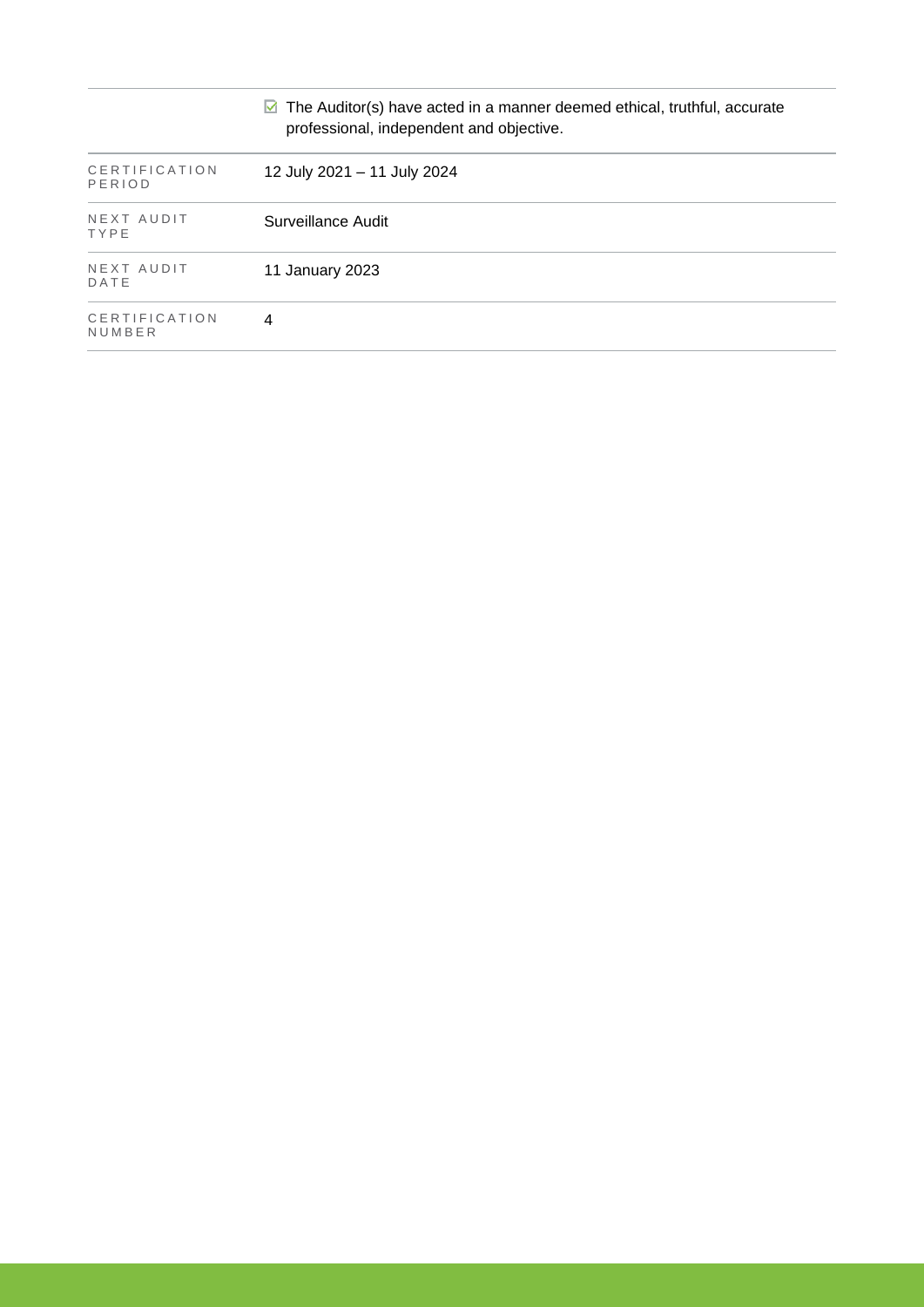| | |
|---|---|
| | ☑ The Auditor(s) have acted in a manner deemed ethical, truthful, accurate professional, independent and objective. |
| CERTIFICATION PERIOD | 12 July 2021 – 11 July 2024 |
| NEXT AUDIT TYPE | Surveillance Audit |
| NEXT AUDIT DATE | 11 January 2023 |
| CERTIFICATION NUMBER | 4 |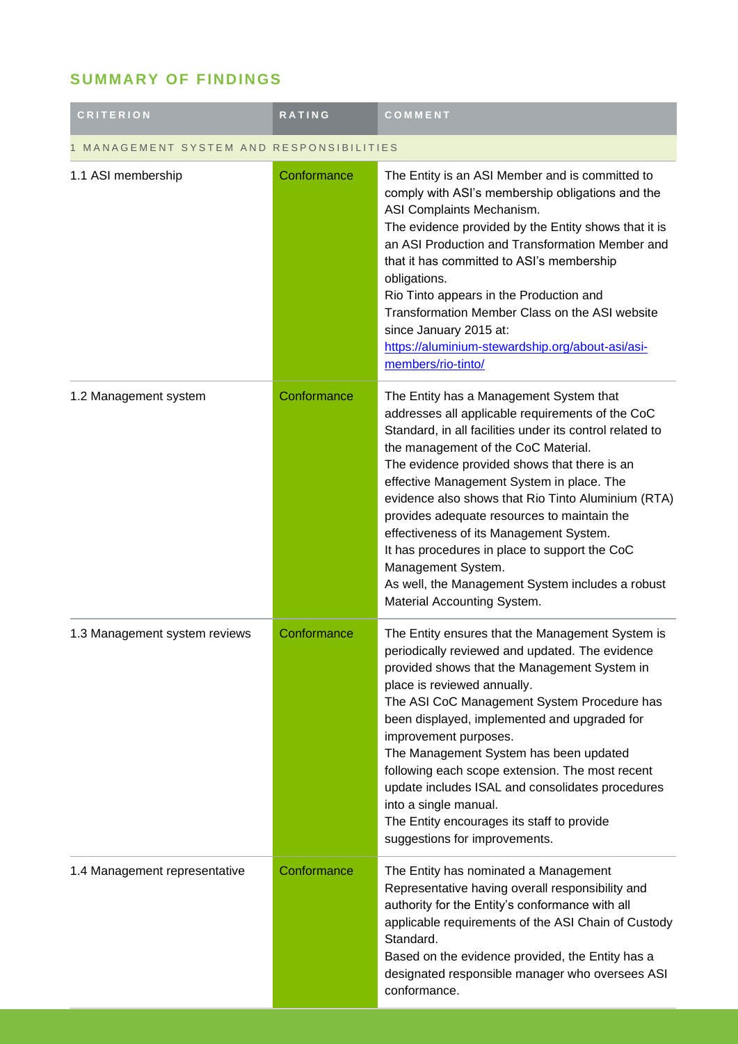## SUMMARY OF FINDINGS

| CRITERION | RATING | COMMENT |
|---|---|---|
| 1 MANAGEMENT SYSTEM AND RESPONSIBILITIES | | |
| 1.1 ASI membership | Conformance | The Entity is an ASI Member and is committed to comply with ASI's membership obligations and the ASI Complaints Mechanism.<br>The evidence provided by the Entity shows that it is an ASI Production and Transformation Member and that it has committed to ASI's membership obligations.<br>Rio Tinto appears in the Production and Transformation Member Class on the ASI website since January 2015 at:<br>https://aluminium-stewardship.org/about-asi/asi-members/rio-tinto/ |
| 1.2 Management system | Conformance | The Entity has a Management System that addresses all applicable requirements of the CoC Standard, in all facilities under its control related to the management of the CoC Material.<br>The evidence provided shows that there is an effective Management System in place. The evidence also shows that Rio Tinto Aluminium (RTA) provides adequate resources to maintain the effectiveness of its Management System.<br>It has procedures in place to support the CoC Management System.<br>As well, the Management System includes a robust Material Accounting System. |
| 1.3 Management system reviews | Conformance | The Entity ensures that the Management System is periodically reviewed and updated. The evidence provided shows that the Management System in place is reviewed annually.<br>The ASI CoC Management System Procedure has been displayed, implemented and upgraded for improvement purposes.<br>The Management System has been updated following each scope extension. The most recent update includes ISAL and consolidates procedures into a single manual.<br>The Entity encourages its staff to provide suggestions for improvements. |
| 1.4 Management representative | Conformance | The Entity has nominated a Management Representative having overall responsibility and authority for the Entity's conformance with all applicable requirements of the ASI Chain of Custody Standard.<br>Based on the evidence provided, the Entity has a designated responsible manager who oversees ASI conformance. |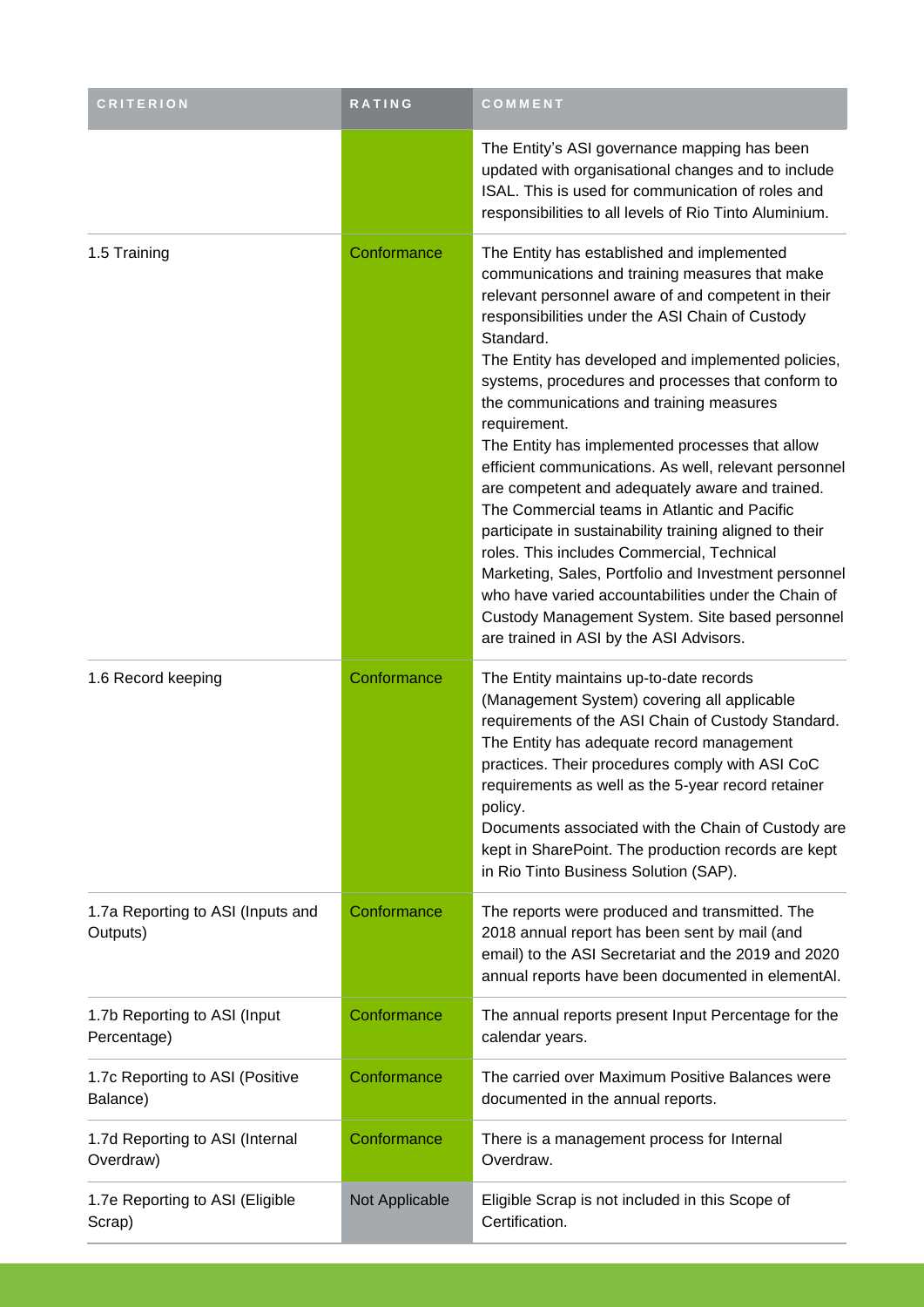| CRITERION | RATING | COMMENT |
| --- | --- | --- |
| | | The Entity's ASI governance mapping has been updated with organisational changes and to include ISAL. This is used for communication of roles and responsibilities to all levels of Rio Tinto Aluminium. |
| 1.5 Training | Conformance | The Entity has established and implemented communications and training measures that make relevant personnel aware of and competent in their responsibilities under the ASI Chain of Custody Standard.<br>The Entity has developed and implemented policies, systems, procedures and processes that conform to the communications and training measures requirement.<br>The Entity has implemented processes that allow efficient communications. As well, relevant personnel are competent and adequately aware and trained. The Commercial teams in Atlantic and Pacific participate in sustainability training aligned to their roles. This includes Commercial, Technical Marketing, Sales, Portfolio and Investment personnel who have varied accountabilities under the Chain of Custody Management System. Site based personnel are trained in ASI by the ASI Advisors. |
| 1.6 Record keeping | Conformance | The Entity maintains up-to-date records (Management System) covering all applicable requirements of the ASI Chain of Custody Standard. The Entity has adequate record management practices. Their procedures comply with ASI CoC requirements as well as the 5-year record retainer policy.<br>Documents associated with the Chain of Custody are kept in SharePoint. The production records are kept in Rio Tinto Business Solution (SAP). |
| 1.7a Reporting to ASI (Inputs and Outputs) | Conformance | The reports were produced and transmitted. The 2018 annual report has been sent by mail (and email) to the ASI Secretariat and the 2019 and 2020 annual reports have been documented in elementAl. |
| 1.7b Reporting to ASI (Input Percentage) | Conformance | The annual reports present Input Percentage for the calendar years. |
| 1.7c Reporting to ASI (Positive Balance) | Conformance | The carried over Maximum Positive Balances were documented in the annual reports. |
| 1.7d Reporting to ASI (Internal Overdraw) | Conformance | There is a management process for Internal Overdraw. |
| 1.7e Reporting to ASI (Eligible Scrap) | Not Applicable | Eligible Scrap is not included in this Scope of Certification. |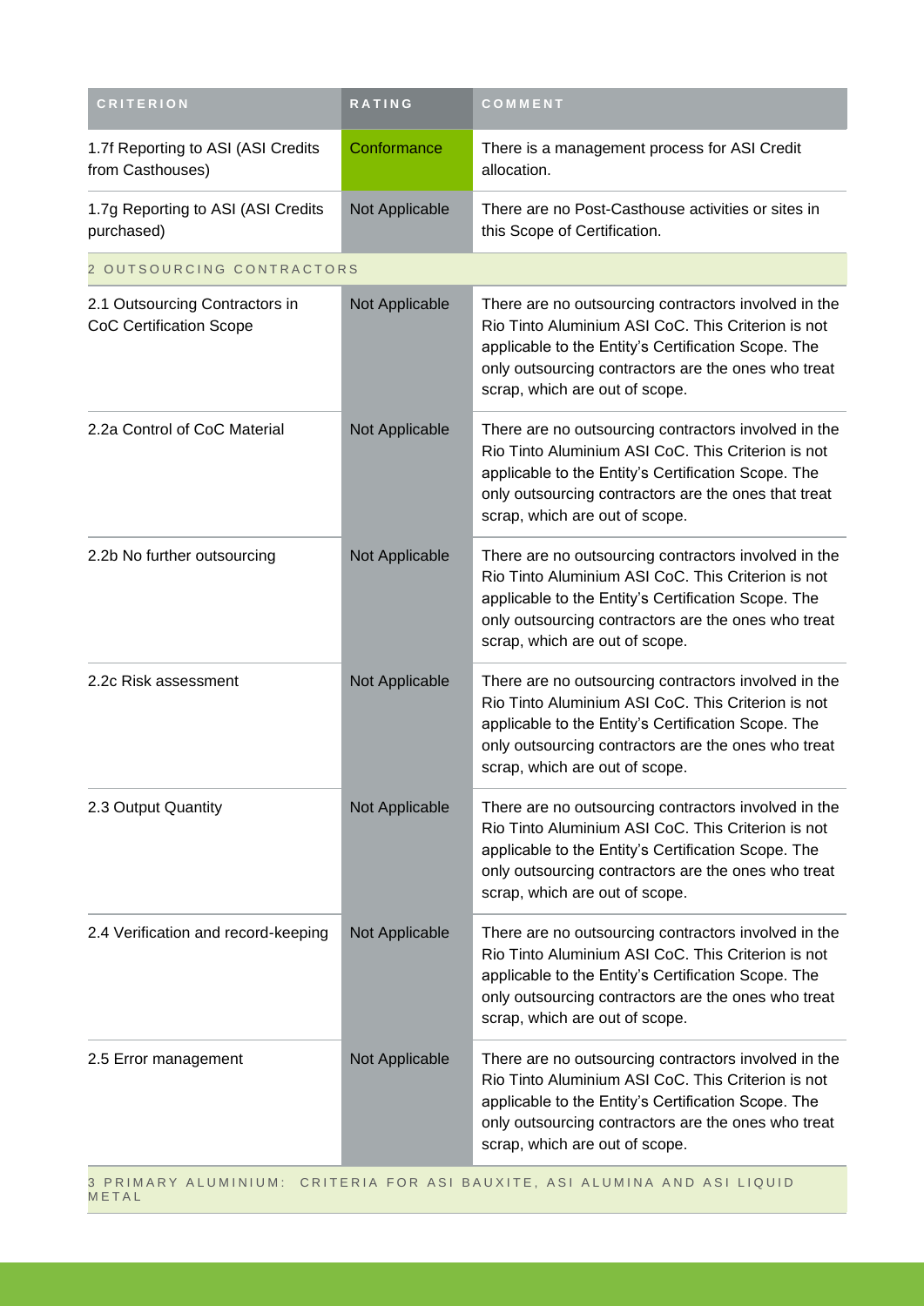| CRITERION | RATING | COMMENT |
| --- | --- | --- |
| 1.7f Reporting to ASI (ASI Credits from Casthouses) | Conformance | There is a management process for ASI Credit allocation. |
| 1.7g Reporting to ASI (ASI Credits purchased) | Not Applicable | There are no Post-Casthouse activities or sites in this Scope of Certification. |
| 2 OUTSOURCING CONTRACTORS | | |
| 2.1 Outsourcing Contractors in CoC Certification Scope | Not Applicable | There are no outsourcing contractors involved in the Rio Tinto Aluminium ASI CoC. This Criterion is not applicable to the Entity's Certification Scope. The only outsourcing contractors are the ones who treat scrap, which are out of scope. |
| 2.2a Control of CoC Material | Not Applicable | There are no outsourcing contractors involved in the Rio Tinto Aluminium ASI CoC. This Criterion is not applicable to the Entity's Certification Scope. The only outsourcing contractors are the ones that treat scrap, which are out of scope. |
| 2.2b No further outsourcing | Not Applicable | There are no outsourcing contractors involved in the Rio Tinto Aluminium ASI CoC. This Criterion is not applicable to the Entity's Certification Scope. The only outsourcing contractors are the ones who treat scrap, which are out of scope. |
| 2.2c Risk assessment | Not Applicable | There are no outsourcing contractors involved in the Rio Tinto Aluminium ASI CoC. This Criterion is not applicable to the Entity's Certification Scope. The only outsourcing contractors are the ones who treat scrap, which are out of scope. |
| 2.3 Output Quantity | Not Applicable | There are no outsourcing contractors involved in the Rio Tinto Aluminium ASI CoC. This Criterion is not applicable to the Entity's Certification Scope. The only outsourcing contractors are the ones who treat scrap, which are out of scope. |
| 2.4 Verification and record-keeping | Not Applicable | There are no outsourcing contractors involved in the Rio Tinto Aluminium ASI CoC. This Criterion is not applicable to the Entity's Certification Scope. The only outsourcing contractors are the ones who treat scrap, which are out of scope. |
| 2.5 Error management | Not Applicable | There are no outsourcing contractors involved in the Rio Tinto Aluminium ASI CoC. This Criterion is not applicable to the Entity's Certification Scope. The only outsourcing contractors are the ones who treat scrap, which are out of scope. |
| 3 PRIMARY ALUMINIUM: CRITERIA FOR ASI BAUXITE, ASI ALUMINA AND ASI LIQUID METAL | | |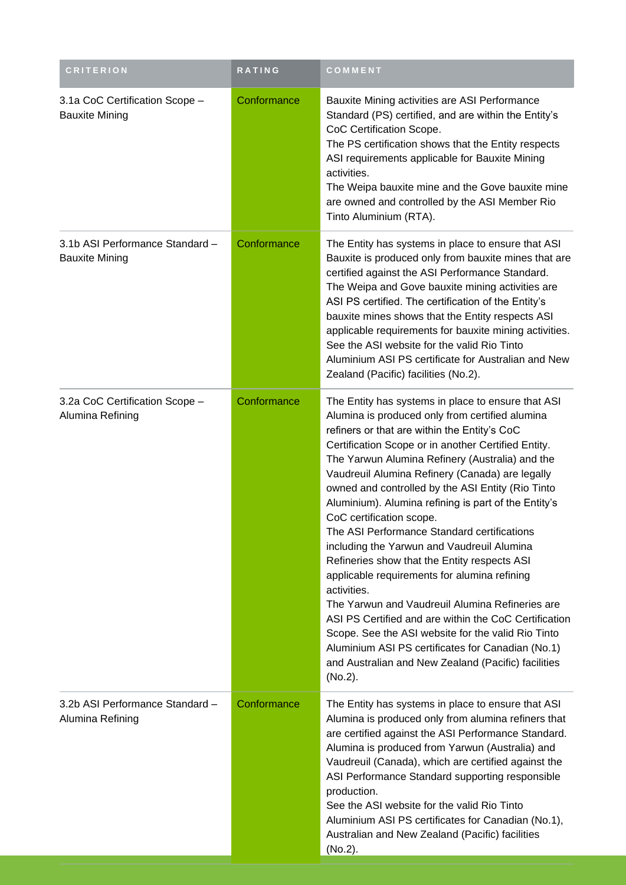| CRITERION | RATING | COMMENT |
|---|---|---|
| 3.1a CoC Certification Scope – Bauxite Mining | Conformance | Bauxite Mining activities are ASI Performance Standard (PS) certified, and are within the Entity's CoC Certification Scope.<br>The PS certification shows that the Entity respects ASI requirements applicable for Bauxite Mining activities.<br>The Weipa bauxite mine and the Gove bauxite mine are owned and controlled by the ASI Member Rio Tinto Aluminium (RTA). |
| 3.1b ASI Performance Standard – Bauxite Mining | Conformance | The Entity has systems in place to ensure that ASI Bauxite is produced only from bauxite mines that are certified against the ASI Performance Standard. The Weipa and Gove bauxite mining activities are ASI PS certified. The certification of the Entity's bauxite mines shows that the Entity respects ASI applicable requirements for bauxite mining activities. See the ASI website for the valid Rio Tinto Aluminium ASI PS certificate for Australian and New Zealand (Pacific) facilities (No.2). |
| 3.2a CoC Certification Scope – Alumina Refining | Conformance | The Entity has systems in place to ensure that ASI Alumina is produced only from certified alumina refiners or that are within the Entity's CoC Certification Scope or in another Certified Entity. The Yarwun Alumina Refinery (Australia) and the Vaudreuil Alumina Refinery (Canada) are legally owned and controlled by the ASI Entity (Rio Tinto Aluminium). Alumina refining is part of the Entity's CoC certification scope.<br>The ASI Performance Standard certifications including the Yarwun and Vaudreuil Alumina Refineries show that the Entity respects ASI applicable requirements for alumina refining activities.<br>The Yarwun and Vaudreuil Alumina Refineries are ASI PS Certified and are within the CoC Certification Scope. See the ASI website for the valid Rio Tinto Aluminium ASI PS certificates for Canadian (No.1) and Australian and New Zealand (Pacific) facilities (No.2). |
| 3.2b ASI Performance Standard – Alumina Refining | Conformance | The Entity has systems in place to ensure that ASI Alumina is produced only from alumina refiners that are certified against the ASI Performance Standard. Alumina is produced from Yarwun (Australia) and Vaudreuil (Canada), which are certified against the ASI Performance Standard supporting responsible production.<br>See the ASI website for the valid Rio Tinto Aluminium ASI PS certificates for Canadian (No.1), Australian and New Zealand (Pacific) facilities (No.2). |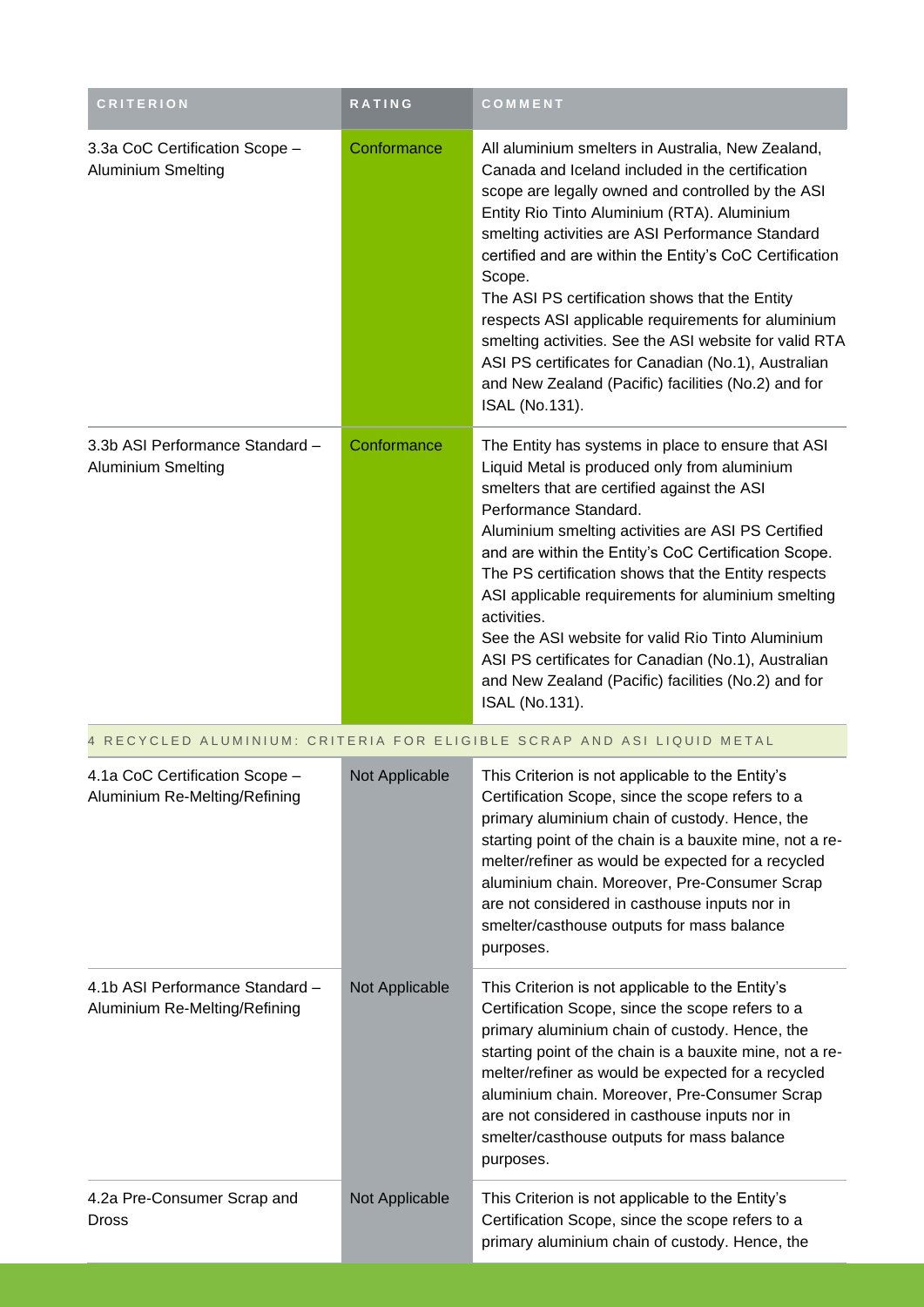| CRITERION | RATING | COMMENT |
| --- | --- | --- |
| 3.3a CoC Certification Scope – Aluminium Smelting | Conformance | All aluminium smelters in Australia, New Zealand, Canada and Iceland included in the certification scope are legally owned and controlled by the ASI Entity Rio Tinto Aluminium (RTA). Aluminium smelting activities are ASI Performance Standard certified and are within the Entity's CoC Certification Scope.<br>The ASI PS certification shows that the Entity respects ASI applicable requirements for aluminium smelting activities. See the ASI website for valid RTA ASI PS certificates for Canadian (No.1), Australian and New Zealand (Pacific) facilities (No.2) and for ISAL (No.131). |
| 3.3b ASI Performance Standard – Aluminium Smelting | Conformance | The Entity has systems in place to ensure that ASI Liquid Metal is produced only from aluminium smelters that are certified against the ASI Performance Standard.<br>Aluminium smelting activities are ASI PS Certified and are within the Entity's CoC Certification Scope. The PS certification shows that the Entity respects ASI applicable requirements for aluminium smelting activities.<br>See the ASI website for valid Rio Tinto Aluminium ASI PS certificates for Canadian (No.1), Australian and New Zealand (Pacific) facilities (No.2) and for ISAL (No.131). |
| 4 RECYCLED ALUMINIUM: CRITERIA FOR ELIGIBLE SCRAP AND ASI LIQUID METAL | | |
| 4.1a CoC Certification Scope – Aluminium Re-Melting/Refining | Not Applicable | This Criterion is not applicable to the Entity's Certification Scope, since the scope refers to a primary aluminium chain of custody. Hence, the starting point of the chain is a bauxite mine, not a re-melter/refiner as would be expected for a recycled aluminium chain. Moreover, Pre-Consumer Scrap are not considered in casthouse inputs nor in smelter/casthouse outputs for mass balance purposes. |
| 4.1b ASI Performance Standard – Aluminium Re-Melting/Refining | Not Applicable | This Criterion is not applicable to the Entity's Certification Scope, since the scope refers to a primary aluminium chain of custody. Hence, the starting point of the chain is a bauxite mine, not a re-melter/refiner as would be expected for a recycled aluminium chain. Moreover, Pre-Consumer Scrap are not considered in casthouse inputs nor in smelter/casthouse outputs for mass balance purposes. |
| 4.2a Pre-Consumer Scrap and Dross | Not Applicable | This Criterion is not applicable to the Entity's Certification Scope, since the scope refers to a primary aluminium chain of custody. Hence, the |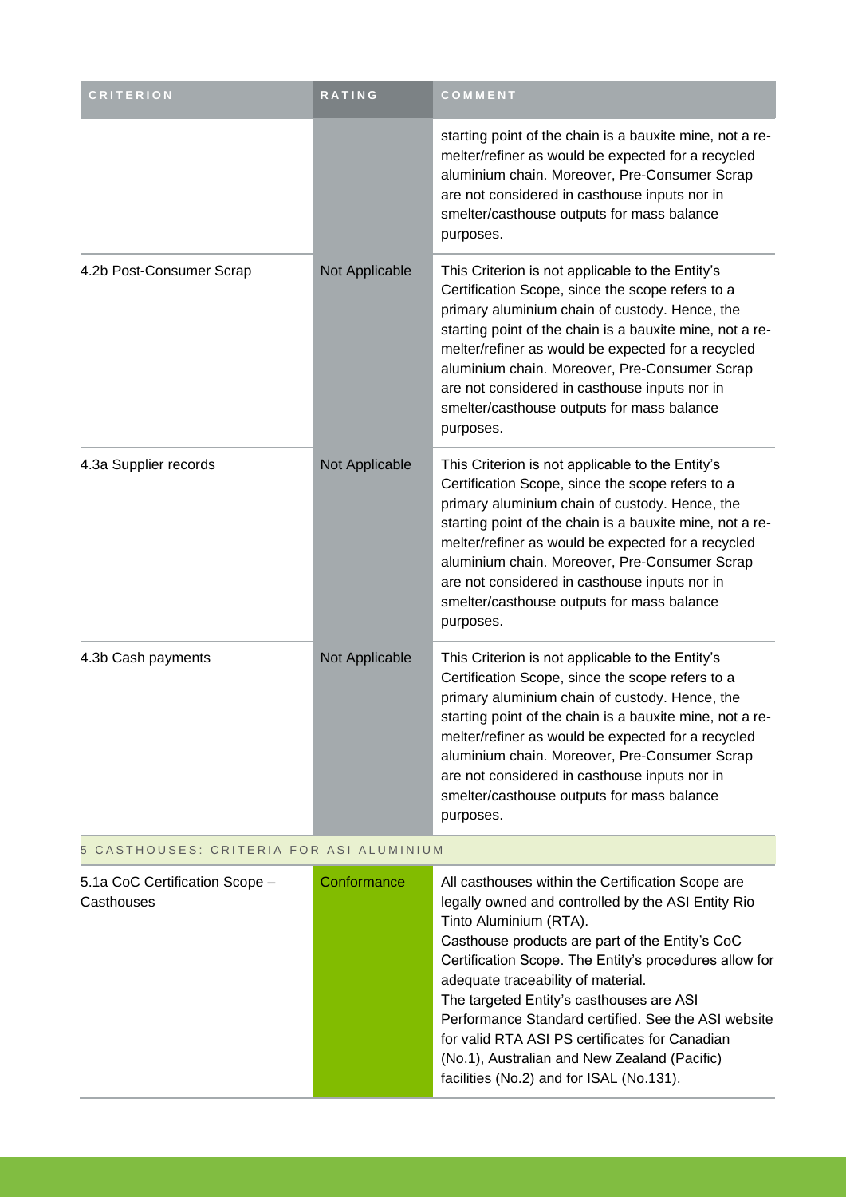| CRITERION | RATING | COMMENT |
|---|---|---|
| | | starting point of the chain is a bauxite mine, not a re-melter/refiner as would be expected for a recycled aluminium chain. Moreover, Pre-Consumer Scrap are not considered in casthouse inputs nor in smelter/casthouse outputs for mass balance purposes. |
| 4.2b Post-Consumer Scrap | Not Applicable | This Criterion is not applicable to the Entity's Certification Scope, since the scope refers to a primary aluminium chain of custody. Hence, the starting point of the chain is a bauxite mine, not a re-melter/refiner as would be expected for a recycled aluminium chain. Moreover, Pre-Consumer Scrap are not considered in casthouse inputs nor in smelter/casthouse outputs for mass balance purposes. |
| 4.3a Supplier records | Not Applicable | This Criterion is not applicable to the Entity's Certification Scope, since the scope refers to a primary aluminium chain of custody. Hence, the starting point of the chain is a bauxite mine, not a re-melter/refiner as would be expected for a recycled aluminium chain. Moreover, Pre-Consumer Scrap are not considered in casthouse inputs nor in smelter/casthouse outputs for mass balance purposes. |
| 4.3b Cash payments | Not Applicable | This Criterion is not applicable to the Entity's Certification Scope, since the scope refers to a primary aluminium chain of custody. Hence, the starting point of the chain is a bauxite mine, not a re-melter/refiner as would be expected for a recycled aluminium chain. Moreover, Pre-Consumer Scrap are not considered in casthouse inputs nor in smelter/casthouse outputs for mass balance purposes. |
| 5 CASTHOUSES: CRITERIA FOR ASI ALUMINIUM | | |
| 5.1a CoC Certification Scope – Casthouses | Conformance | All casthouses within the Certification Scope are legally owned and controlled by the ASI Entity Rio Tinto Aluminium (RTA).<br>Casthouse products are part of the Entity's CoC Certification Scope. The Entity's procedures allow for adequate traceability of material.<br>The targeted Entity's casthouses are ASI Performance Standard certified. See the ASI website for valid RTA ASI PS certificates for Canadian (No.1), Australian and New Zealand (Pacific) facilities (No.2) and for ISAL (No.131). |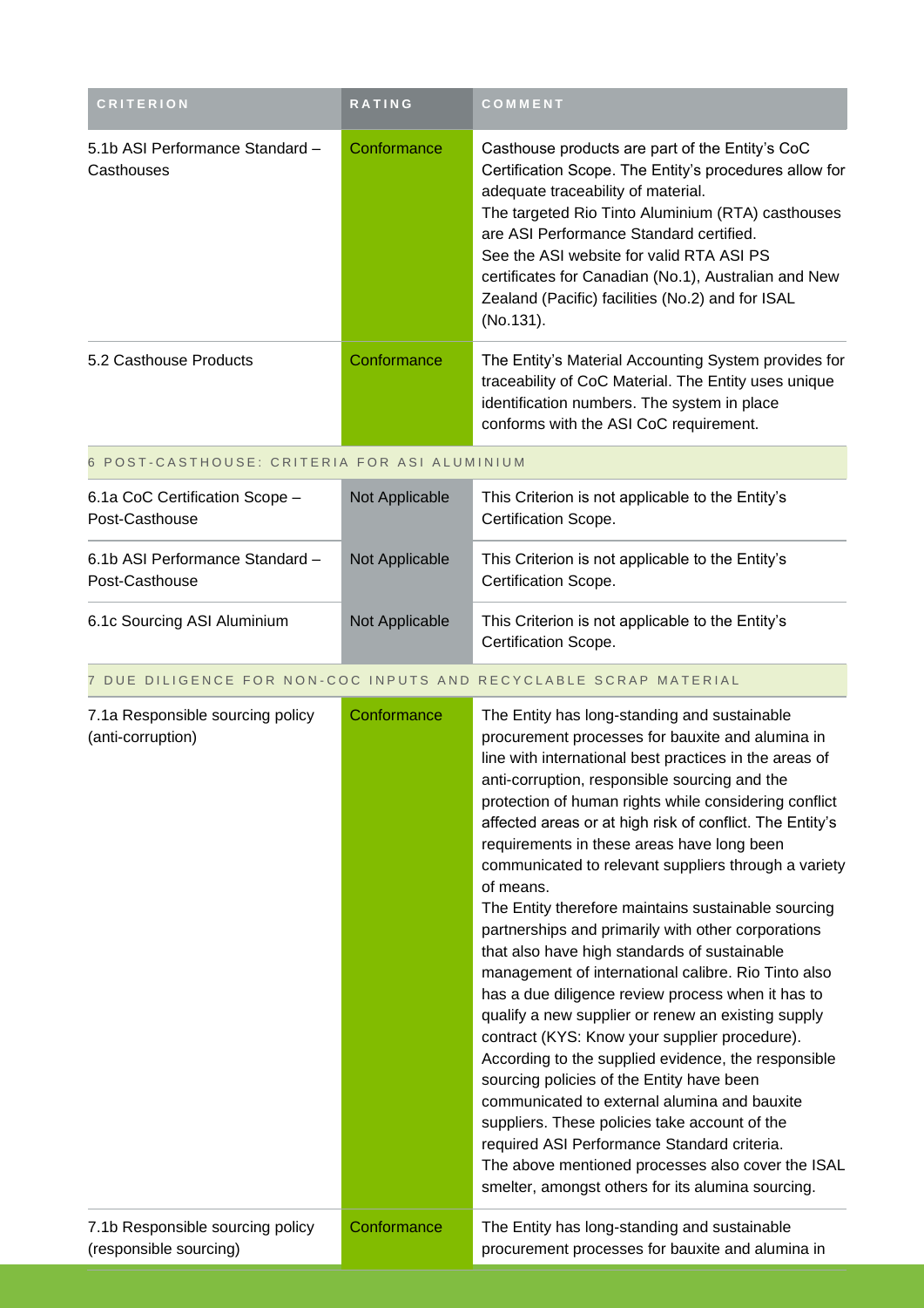| CRITERION | RATING | COMMENT |
|---|---|---|
| 5.1b ASI Performance Standard – Casthouses | Conformance | Casthouse products are part of the Entity's CoC Certification Scope. The Entity's procedures allow for adequate traceability of material. The targeted Rio Tinto Aluminium (RTA) casthouses are ASI Performance Standard certified. See the ASI website for valid RTA ASI PS certificates for Canadian (No.1), Australian and New Zealand (Pacific) facilities (No.2) and for ISAL (No.131). |
| 5.2 Casthouse Products | Conformance | The Entity's Material Accounting System provides for traceability of CoC Material. The Entity uses unique identification numbers. The system in place conforms with the ASI CoC requirement. |
| **6 POST-CASTHOUSE: CRITERIA FOR ASI ALUMINIUM** | | |
| 6.1a CoC Certification Scope – Post-Casthouse | Not Applicable | This Criterion is not applicable to the Entity's Certification Scope. |
| 6.1b ASI Performance Standard – Post-Casthouse | Not Applicable | This Criterion is not applicable to the Entity's Certification Scope. |
| 6.1c Sourcing ASI Aluminium | Not Applicable | This Criterion is not applicable to the Entity's Certification Scope. |
| **7 DUE DILIGENCE FOR NON-COC INPUTS AND RECYCLABLE SCRAP MATERIAL** | | |
| 7.1a Responsible sourcing policy (anti-corruption) | Conformance | The Entity has long-standing and sustainable procurement processes for bauxite and alumina in line with international best practices in the areas of anti-corruption, responsible sourcing and the protection of human rights while considering conflict affected areas or at high risk of conflict. The Entity's requirements in these areas have long been communicated to relevant suppliers through a variety of means. The Entity therefore maintains sustainable sourcing partnerships and primarily with other corporations that also have high standards of sustainable management of international calibre. Rio Tinto also has a due diligence review process when it has to qualify a new supplier or renew an existing supply contract (KYS: Know your supplier procedure). According to the supplied evidence, the responsible sourcing policies of the Entity have been communicated to external alumina and bauxite suppliers. These policies take account of the required ASI Performance Standard criteria. The above mentioned processes also cover the ISAL smelter, amongst others for its alumina sourcing. |
| 7.1b Responsible sourcing policy (responsible sourcing) | Conformance | The Entity has long-standing and sustainable procurement processes for bauxite and alumina in |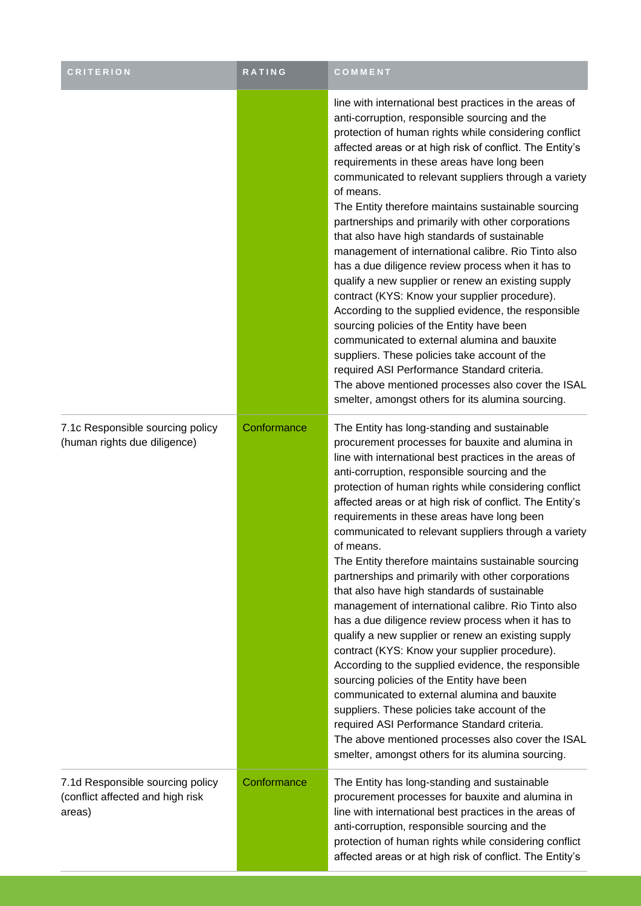| CRITERION | RATING | COMMENT |
|---|---|---|
| | | line with international best practices in the areas of anti-corruption, responsible sourcing and the protection of human rights while considering conflict affected areas or at high risk of conflict. The Entity's requirements in these areas have long been communicated to relevant suppliers through a variety of means.<br>The Entity therefore maintains sustainable sourcing partnerships and primarily with other corporations that also have high standards of sustainable management of international calibre. Rio Tinto also has a due diligence review process when it has to qualify a new supplier or renew an existing supply contract (KYS: Know your supplier procedure). According to the supplied evidence, the responsible sourcing policies of the Entity have been communicated to external alumina and bauxite suppliers. These policies take account of the required ASI Performance Standard criteria.<br>The above mentioned processes also cover the ISAL smelter, amongst others for its alumina sourcing. |
| 7.1c Responsible sourcing policy (human rights due diligence) | Conformance | The Entity has long-standing and sustainable procurement processes for bauxite and alumina in line with international best practices in the areas of anti-corruption, responsible sourcing and the protection of human rights while considering conflict affected areas or at high risk of conflict. The Entity's requirements in these areas have long been communicated to relevant suppliers through a variety of means.<br>The Entity therefore maintains sustainable sourcing partnerships and primarily with other corporations that also have high standards of sustainable management of international calibre. Rio Tinto also has a due diligence review process when it has to qualify a new supplier or renew an existing supply contract (KYS: Know your supplier procedure). According to the supplied evidence, the responsible sourcing policies of the Entity have been communicated to external alumina and bauxite suppliers. These policies take account of the required ASI Performance Standard criteria.<br>The above mentioned processes also cover the ISAL smelter, amongst others for its alumina sourcing. |
| 7.1d Responsible sourcing policy (conflict affected and high risk areas) | Conformance | The Entity has long-standing and sustainable procurement processes for bauxite and alumina in line with international best practices in the areas of anti-corruption, responsible sourcing and the protection of human rights while considering conflict affected areas or at high risk of conflict. The Entity's |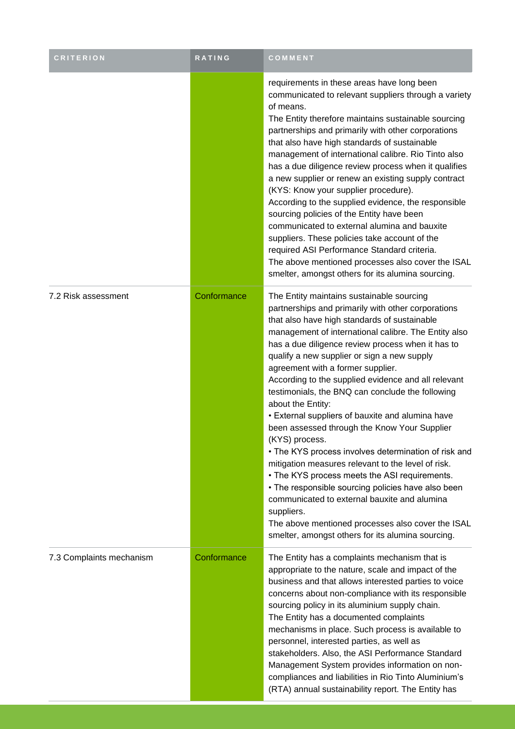| CRITERION | RATING | COMMENT |
|---|---|---|
| | | requirements in these areas have long been communicated to relevant suppliers through a variety of means.<br>The Entity therefore maintains sustainable sourcing partnerships and primarily with other corporations that also have high standards of sustainable management of international calibre. Rio Tinto also has a due diligence review process when it qualifies a new supplier or renew an existing supply contract (KYS: Know your supplier procedure).<br>According to the supplied evidence, the responsible sourcing policies of the Entity have been communicated to external alumina and bauxite suppliers. These policies take account of the required ASI Performance Standard criteria.<br>The above mentioned processes also cover the ISAL smelter, amongst others for its alumina sourcing. |
| 7.2 Risk assessment | Conformance | The Entity maintains sustainable sourcing partnerships and primarily with other corporations that also have high standards of sustainable management of international calibre. The Entity also has a due diligence review process when it has to qualify a new supplier or sign a new supply agreement with a former supplier.<br>According to the supplied evidence and all relevant testimonials, the BNQ can conclude the following about the Entity:<br>• External suppliers of bauxite and alumina have been assessed through the Know Your Supplier (KYS) process.<br>• The KYS process involves determination of risk and mitigation measures relevant to the level of risk.<br>• The KYS process meets the ASI requirements.<br>• The responsible sourcing policies have also been communicated to external bauxite and alumina suppliers.<br>The above mentioned processes also cover the ISAL smelter, amongst others for its alumina sourcing. |
| 7.3 Complaints mechanism | Conformance | The Entity has a complaints mechanism that is appropriate to the nature, scale and impact of the business and that allows interested parties to voice concerns about non-compliance with its responsible sourcing policy in its aluminium supply chain.<br>The Entity has a documented complaints mechanisms in place. Such process is available to personnel, interested parties, as well as stakeholders. Also, the ASI Performance Standard Management System provides information on non-compliances and liabilities in Rio Tinto Aluminium's (RTA) annual sustainability report. The Entity has |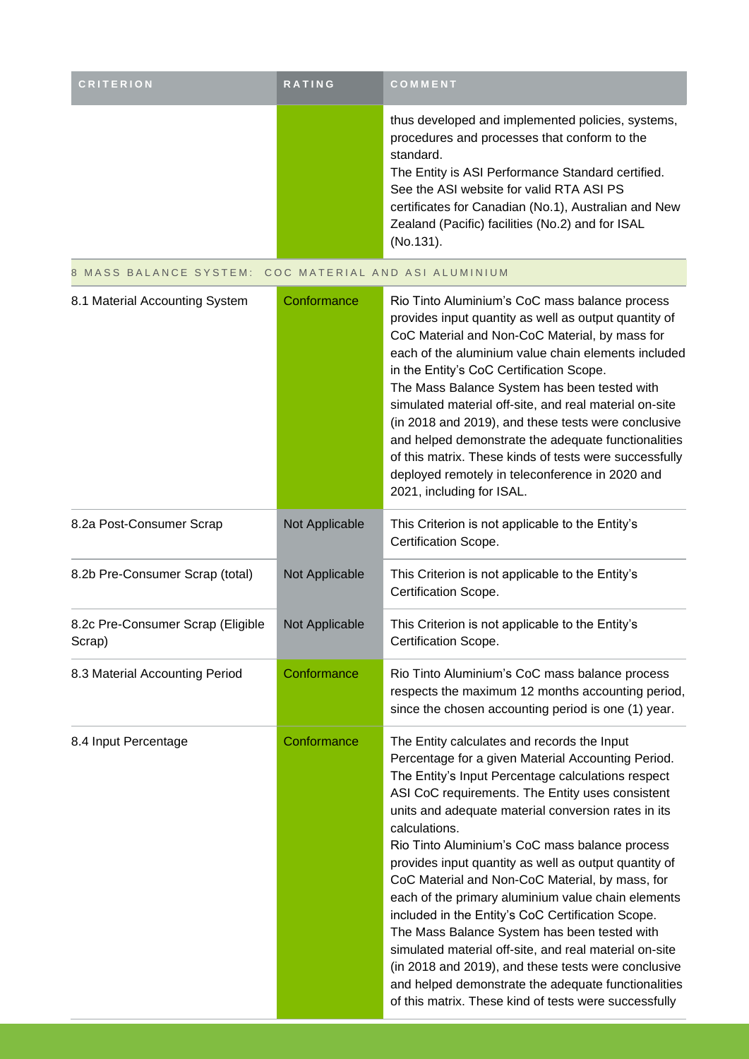| CRITERION | RATING | COMMENT |
|---|---|---|
| | | thus developed and implemented policies, systems, procedures and processes that conform to the standard. The Entity is ASI Performance Standard certified. See the ASI website for valid RTA ASI PS certificates for Canadian (No.1), Australian and New Zealand (Pacific) facilities (No.2) and for ISAL (No.131). |
| 8 MASS BALANCE SYSTEM: COC MATERIAL AND ASI ALUMINIUM | | |
| 8.1 Material Accounting System | Conformance | Rio Tinto Aluminium's CoC mass balance process provides input quantity as well as output quantity of CoC Material and Non-CoC Material, by mass for each of the aluminium value chain elements included in the Entity's CoC Certification Scope. The Mass Balance System has been tested with simulated material off-site, and real material on-site (in 2018 and 2019), and these tests were conclusive and helped demonstrate the adequate functionalities of this matrix. These kinds of tests were successfully deployed remotely in teleconference in 2020 and 2021, including for ISAL. |
| 8.2a Post-Consumer Scrap | Not Applicable | This Criterion is not applicable to the Entity's Certification Scope. |
| 8.2b Pre-Consumer Scrap (total) | Not Applicable | This Criterion is not applicable to the Entity's Certification Scope. |
| 8.2c Pre-Consumer Scrap (Eligible Scrap) | Not Applicable | This Criterion is not applicable to the Entity's Certification Scope. |
| 8.3 Material Accounting Period | Conformance | Rio Tinto Aluminium's CoC mass balance process respects the maximum 12 months accounting period, since the chosen accounting period is one (1) year. |
| 8.4 Input Percentage | Conformance | The Entity calculates and records the Input Percentage for a given Material Accounting Period. The Entity's Input Percentage calculations respect ASI CoC requirements. The Entity uses consistent units and adequate material conversion rates in its calculations. Rio Tinto Aluminium's CoC mass balance process provides input quantity as well as output quantity of CoC Material and Non-CoC Material, by mass, for each of the primary aluminium value chain elements included in the Entity's CoC Certification Scope. The Mass Balance System has been tested with simulated material off-site, and real material on-site (in 2018 and 2019), and these tests were conclusive and helped demonstrate the adequate functionalities of this matrix. These kind of tests were successfully |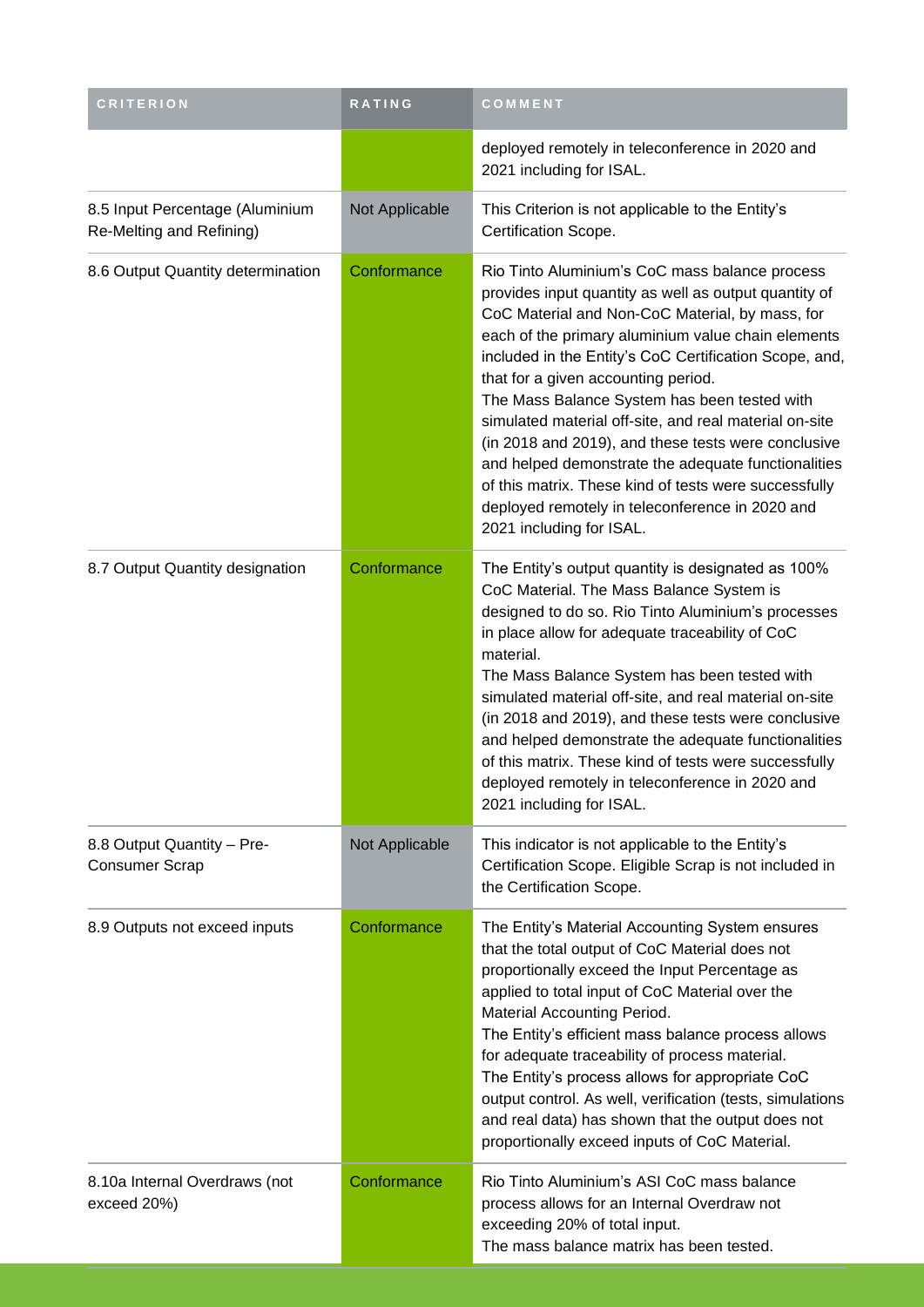| CRITERION | RATING | COMMENT |
| --- | --- | --- |
| | | deployed remotely in teleconference in 2020 and 2021 including for ISAL. |
| 8.5 Input Percentage (Aluminium Re-Melting and Refining) | Not Applicable | This Criterion is not applicable to the Entity's Certification Scope. |
| 8.6 Output Quantity determination | Conformance | Rio Tinto Aluminium's CoC mass balance process provides input quantity as well as output quantity of CoC Material and Non-CoC Material, by mass, for each of the primary aluminium value chain elements included in the Entity's CoC Certification Scope, and, that for a given accounting period.<br>The Mass Balance System has been tested with simulated material off-site, and real material on-site (in 2018 and 2019), and these tests were conclusive and helped demonstrate the adequate functionalities of this matrix. These kind of tests were successfully deployed remotely in teleconference in 2020 and 2021 including for ISAL. |
| 8.7 Output Quantity designation | Conformance | The Entity's output quantity is designated as 100% CoC Material. The Mass Balance System is designed to do so. Rio Tinto Aluminium's processes in place allow for adequate traceability of CoC material.<br>The Mass Balance System has been tested with simulated material off-site, and real material on-site (in 2018 and 2019), and these tests were conclusive and helped demonstrate the adequate functionalities of this matrix. These kind of tests were successfully deployed remotely in teleconference in 2020 and 2021 including for ISAL. |
| 8.8 Output Quantity – Pre-Consumer Scrap | Not Applicable | This indicator is not applicable to the Entity's Certification Scope. Eligible Scrap is not included in the Certification Scope. |
| 8.9 Outputs not exceed inputs | Conformance | The Entity's Material Accounting System ensures that the total output of CoC Material does not proportionally exceed the Input Percentage as applied to total input of CoC Material over the Material Accounting Period.<br>The Entity's efficient mass balance process allows for adequate traceability of process material.<br>The Entity's process allows for appropriate CoC output control. As well, verification (tests, simulations and real data) has shown that the output does not proportionally exceed inputs of CoC Material. |
| 8.10a Internal Overdraws (not exceed 20%) | Conformance | Rio Tinto Aluminium's ASI CoC mass balance process allows for an Internal Overdraw not exceeding 20% of total input.<br>The mass balance matrix has been tested. |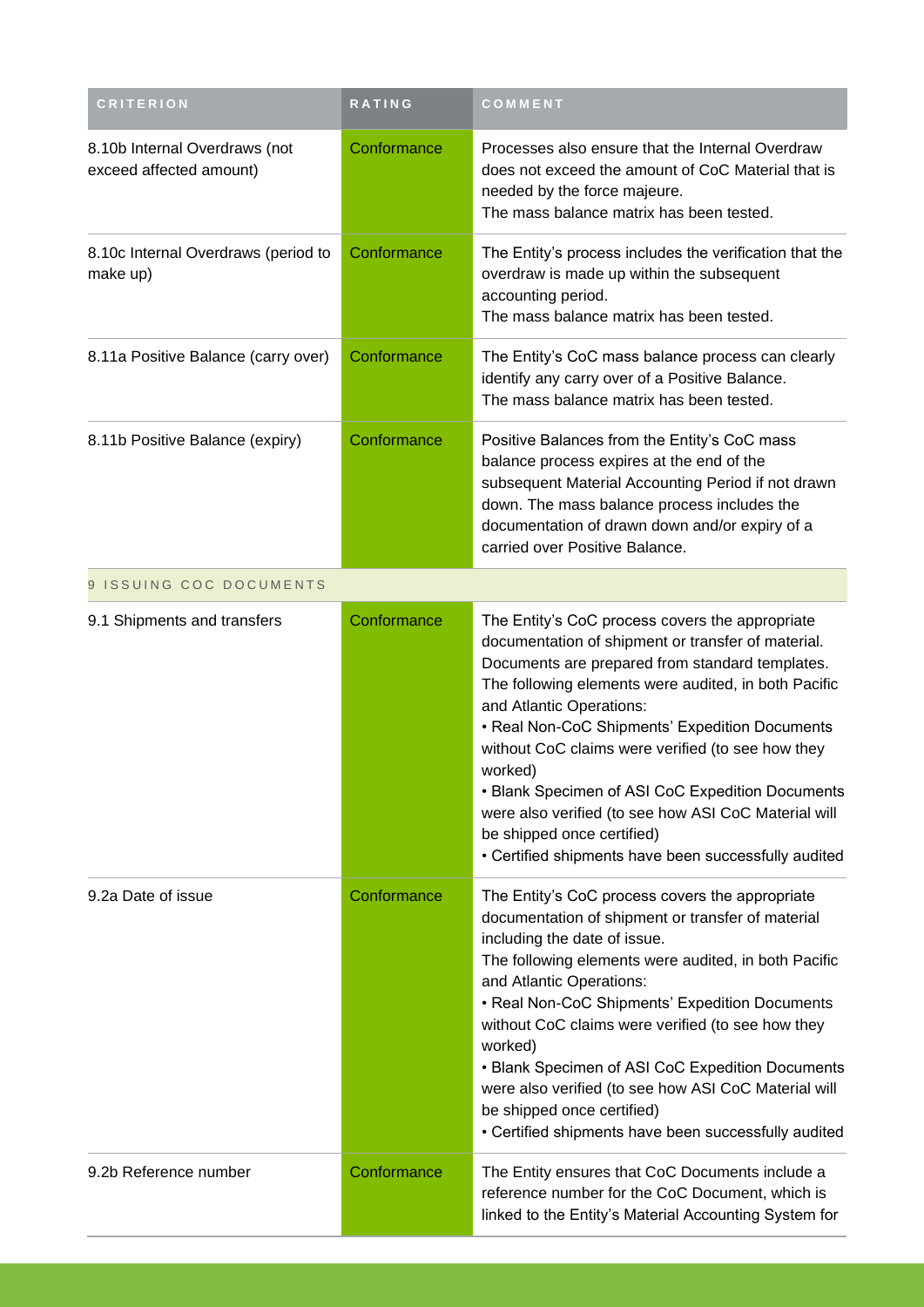| CRITERION | RATING | COMMENT |
| --- | --- | --- |
| 8.10b Internal Overdraws (not exceed affected amount) | Conformance | Processes also ensure that the Internal Overdraw does not exceed the amount of CoC Material that is needed by the force majeure.<br>The mass balance matrix has been tested. |
| 8.10c Internal Overdraws (period to make up) | Conformance | The Entity's process includes the verification that the overdraw is made up within the subsequent accounting period.<br>The mass balance matrix has been tested. |
| 8.11a Positive Balance (carry over) | Conformance | The Entity's CoC mass balance process can clearly identify any carry over of a Positive Balance.<br>The mass balance matrix has been tested. |
| 8.11b Positive Balance (expiry) | Conformance | Positive Balances from the Entity's CoC mass balance process expires at the end of the subsequent Material Accounting Period if not drawn down. The mass balance process includes the documentation of drawn down and/or expiry of a carried over Positive Balance. |
| 9 ISSUING COC DOCUMENTS | | |
| 9.1 Shipments and transfers | Conformance | The Entity's CoC process covers the appropriate documentation of shipment or transfer of material. Documents are prepared from standard templates.<br>The following elements were audited, in both Pacific and Atlantic Operations:<br>• Real Non-CoC Shipments' Expedition Documents without CoC claims were verified (to see how they worked)<br>• Blank Specimen of ASI CoC Expedition Documents were also verified (to see how ASI CoC Material will be shipped once certified)<br>• Certified shipments have been successfully audited |
| 9.2a Date of issue | Conformance | The Entity's CoC process covers the appropriate documentation of shipment or transfer of material including the date of issue.<br>The following elements were audited, in both Pacific and Atlantic Operations:<br>• Real Non-CoC Shipments' Expedition Documents without CoC claims were verified (to see how they worked)<br>• Blank Specimen of ASI CoC Expedition Documents were also verified (to see how ASI CoC Material will be shipped once certified)<br>• Certified shipments have been successfully audited |
| 9.2b Reference number | Conformance | The Entity ensures that CoC Documents include a reference number for the CoC Document, which is linked to the Entity's Material Accounting System for |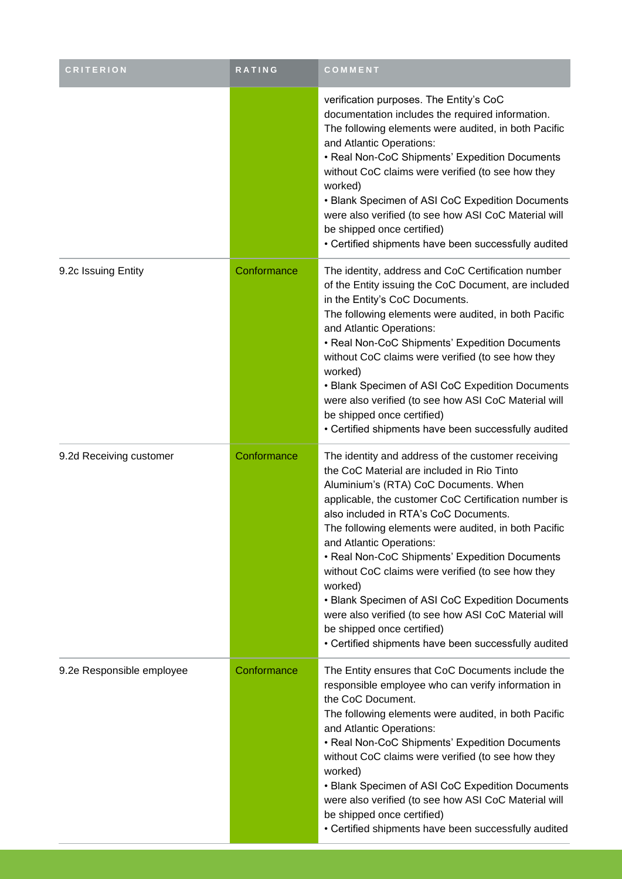| CRITERION | RATING | COMMENT |
| --- | --- | --- |
| | | verification purposes. The Entity's CoC documentation includes the required information.<br>The following elements were audited, in both Pacific and Atlantic Operations:<br>• Real Non-CoC Shipments' Expedition Documents without CoC claims were verified (to see how they worked)<br>• Blank Specimen of ASI CoC Expedition Documents were also verified (to see how ASI CoC Material will be shipped once certified)<br>• Certified shipments have been successfully audited |
| 9.2c Issuing Entity | Conformance | The identity, address and CoC Certification number of the Entity issuing the CoC Document, are included in the Entity's CoC Documents.<br>The following elements were audited, in both Pacific and Atlantic Operations:<br>• Real Non-CoC Shipments' Expedition Documents without CoC claims were verified (to see how they worked)<br>• Blank Specimen of ASI CoC Expedition Documents were also verified (to see how ASI CoC Material will be shipped once certified)<br>• Certified shipments have been successfully audited |
| 9.2d Receiving customer | Conformance | The identity and address of the customer receiving the CoC Material are included in Rio Tinto Aluminium's (RTA) CoC Documents. When applicable, the customer CoC Certification number is also included in RTA's CoC Documents.<br>The following elements were audited, in both Pacific and Atlantic Operations:<br>• Real Non-CoC Shipments' Expedition Documents without CoC claims were verified (to see how they worked)<br>• Blank Specimen of ASI CoC Expedition Documents were also verified (to see how ASI CoC Material will be shipped once certified)<br>• Certified shipments have been successfully audited |
| 9.2e Responsible employee | Conformance | The Entity ensures that CoC Documents include the responsible employee who can verify information in the CoC Document.<br>The following elements were audited, in both Pacific and Atlantic Operations:<br>• Real Non-CoC Shipments' Expedition Documents without CoC claims were verified (to see how they worked)<br>• Blank Specimen of ASI CoC Expedition Documents were also verified (to see how ASI CoC Material will be shipped once certified)<br>• Certified shipments have been successfully audited |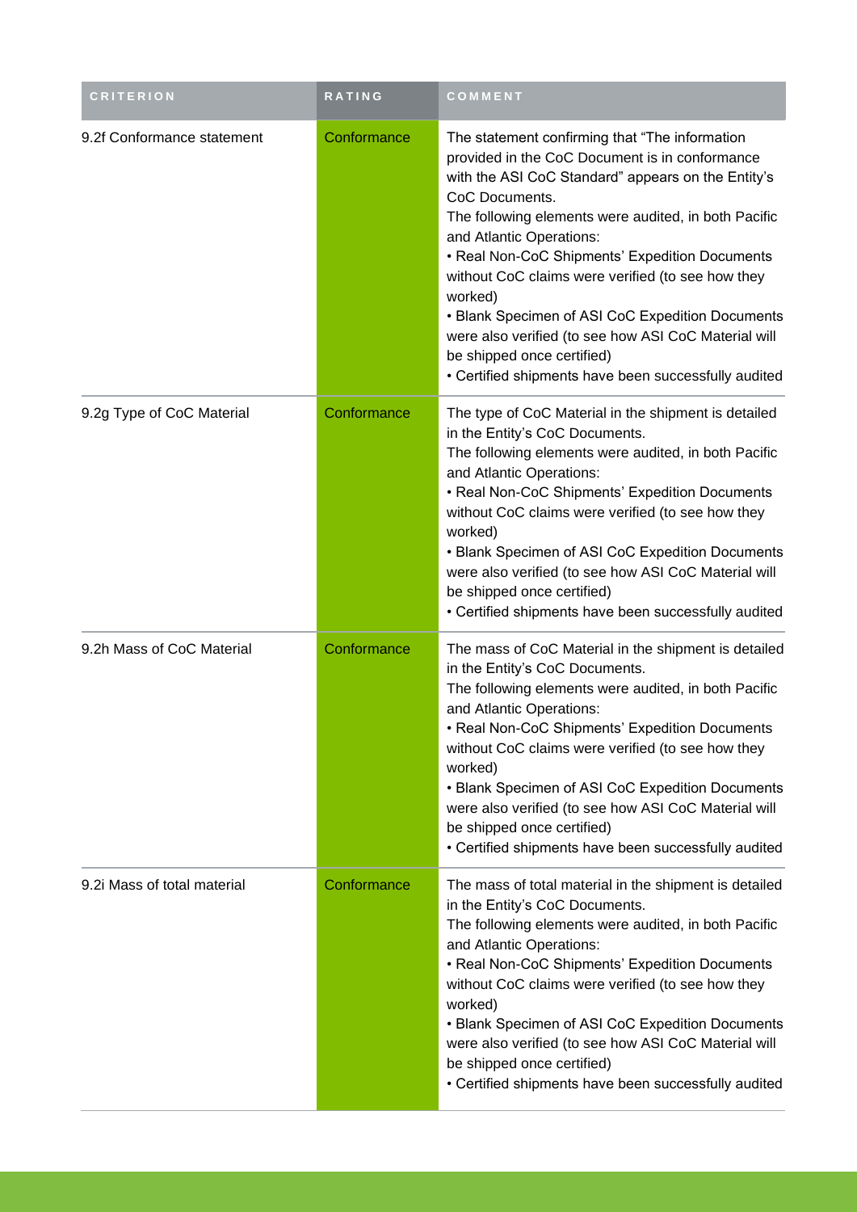| CRITERION | RATING | COMMENT |
| --- | --- | --- |
| 9.2f Conformance statement | Conformance | The statement confirming that "The information provided in the CoC Document is in conformance with the ASI CoC Standard" appears on the Entity's CoC Documents.<br>The following elements were audited, in both Pacific and Atlantic Operations:<br>• Real Non-CoC Shipments' Expedition Documents without CoC claims were verified (to see how they worked)<br>• Blank Specimen of ASI CoC Expedition Documents were also verified (to see how ASI CoC Material will be shipped once certified)<br>• Certified shipments have been successfully audited |
| 9.2g Type of CoC Material | Conformance | The type of CoC Material in the shipment is detailed in the Entity's CoC Documents.<br>The following elements were audited, in both Pacific and Atlantic Operations:<br>• Real Non-CoC Shipments' Expedition Documents without CoC claims were verified (to see how they worked)<br>• Blank Specimen of ASI CoC Expedition Documents were also verified (to see how ASI CoC Material will be shipped once certified)<br>• Certified shipments have been successfully audited |
| 9.2h Mass of CoC Material | Conformance | The mass of CoC Material in the shipment is detailed in the Entity's CoC Documents.<br>The following elements were audited, in both Pacific and Atlantic Operations:<br>• Real Non-CoC Shipments' Expedition Documents without CoC claims were verified (to see how they worked)<br>• Blank Specimen of ASI CoC Expedition Documents were also verified (to see how ASI CoC Material will be shipped once certified)<br>• Certified shipments have been successfully audited |
| 9.2i Mass of total material | Conformance | The mass of total material in the shipment is detailed in the Entity's CoC Documents.<br>The following elements were audited, in both Pacific and Atlantic Operations:<br>• Real Non-CoC Shipments' Expedition Documents without CoC claims were verified (to see how they worked)<br>• Blank Specimen of ASI CoC Expedition Documents were also verified (to see how ASI CoC Material will be shipped once certified)<br>• Certified shipments have been successfully audited |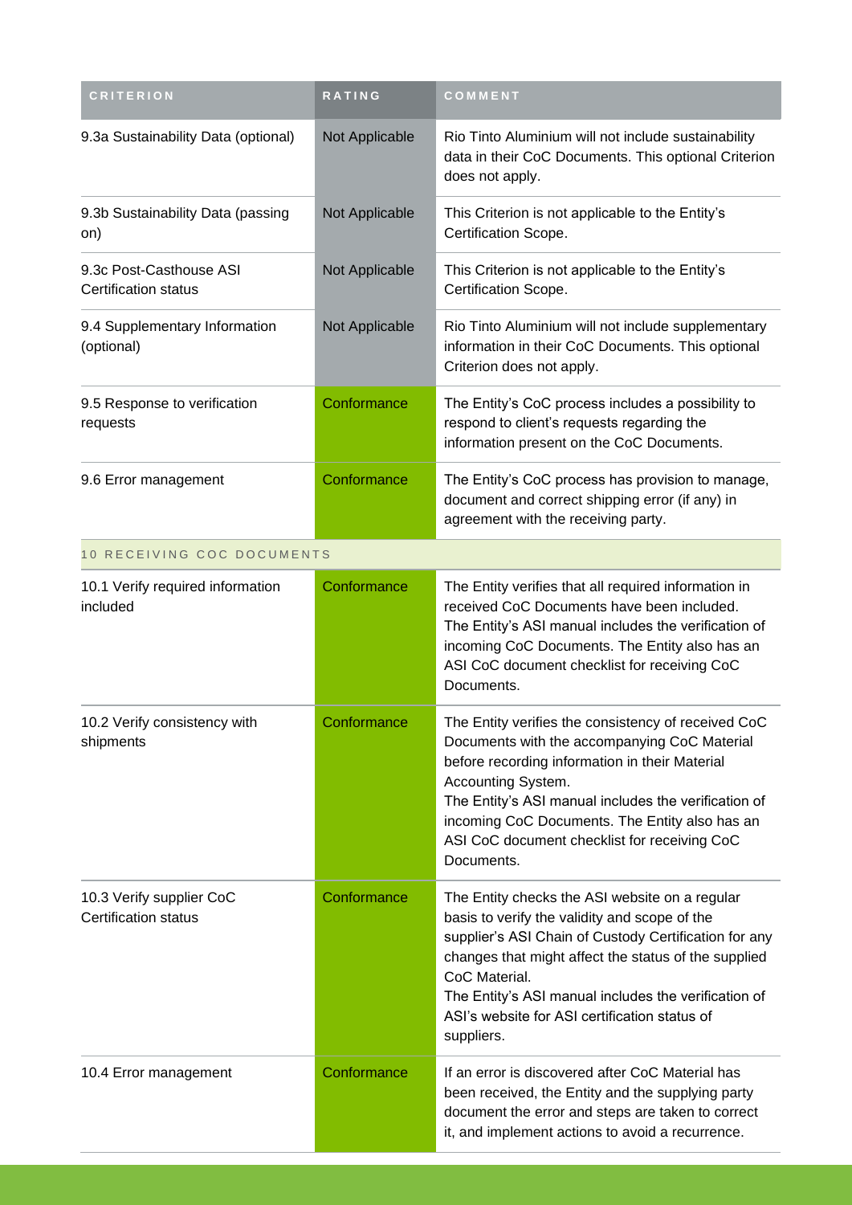| CRITERION | RATING | COMMENT |
|---|---|---|
| 9.3a Sustainability Data (optional) | Not Applicable | Rio Tinto Aluminium will not include sustainability data in their CoC Documents. This optional Criterion does not apply. |
| 9.3b Sustainability Data (passing on) | Not Applicable | This Criterion is not applicable to the Entity's Certification Scope. |
| 9.3c Post-Casthouse ASI Certification status | Not Applicable | This Criterion is not applicable to the Entity's Certification Scope. |
| 9.4 Supplementary Information (optional) | Not Applicable | Rio Tinto Aluminium will not include supplementary information in their CoC Documents. This optional Criterion does not apply. |
| 9.5 Response to verification requests | Conformance | The Entity's CoC process includes a possibility to respond to client's requests regarding the information present on the CoC Documents. |
| 9.6 Error management | Conformance | The Entity's CoC process has provision to manage, document and correct shipping error (if any) in agreement with the receiving party. |
| **10 RECEIVING COC DOCUMENTS** | | |
| 10.1 Verify required information included | Conformance | The Entity verifies that all required information in received CoC Documents have been included. The Entity's ASI manual includes the verification of incoming CoC Documents. The Entity also has an ASI CoC document checklist for receiving CoC Documents. |
| 10.2 Verify consistency with shipments | Conformance | The Entity verifies the consistency of received CoC Documents with the accompanying CoC Material before recording information in their Material Accounting System. The Entity's ASI manual includes the verification of incoming CoC Documents. The Entity also has an ASI CoC document checklist for receiving CoC Documents. |
| 10.3 Verify supplier CoC Certification status | Conformance | The Entity checks the ASI website on a regular basis to verify the validity and scope of the supplier's ASI Chain of Custody Certification for any changes that might affect the status of the supplied CoC Material. The Entity's ASI manual includes the verification of ASI's website for ASI certification status of suppliers. |
| 10.4 Error management | Conformance | If an error is discovered after CoC Material has been received, the Entity and the supplying party document the error and steps are taken to correct it, and implement actions to avoid a recurrence. |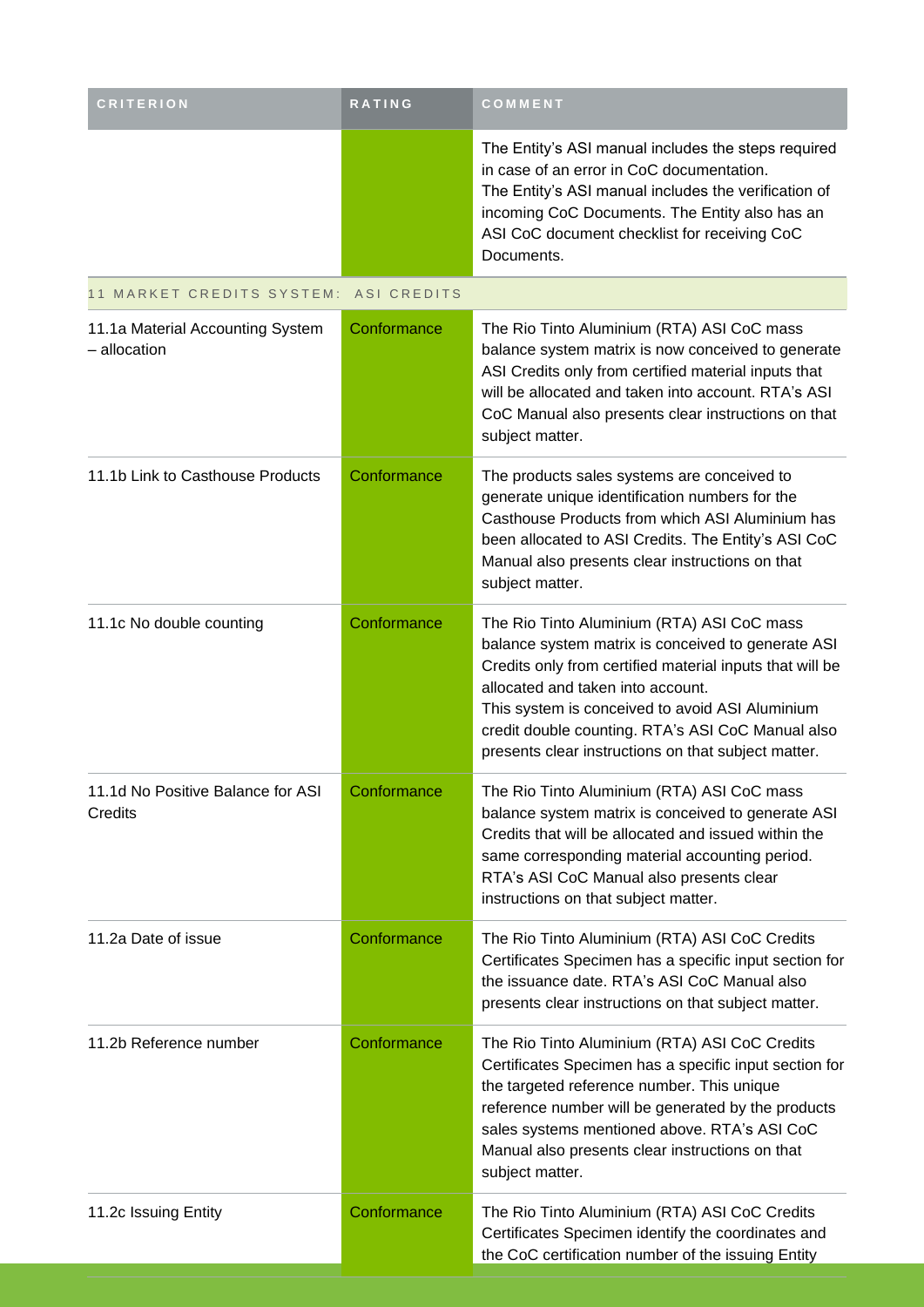| CRITERION | RATING | COMMENT |
|---|---|---|
| | | The Entity's ASI manual includes the steps required in case of an error in CoC documentation.<br>The Entity's ASI manual includes the verification of incoming CoC Documents. The Entity also has an ASI CoC document checklist for receiving CoC Documents. |
| **11 MARKET CREDITS SYSTEM: ASI CREDITS** | | |
| 11.1a Material Accounting System – allocation | Conformance | The Rio Tinto Aluminium (RTA) ASI CoC mass balance system matrix is now conceived to generate ASI Credits only from certified material inputs that will be allocated and taken into account. RTA's ASI CoC Manual also presents clear instructions on that subject matter. |
| 11.1b Link to Casthouse Products | Conformance | The products sales systems are conceived to generate unique identification numbers for the Casthouse Products from which ASI Aluminium has been allocated to ASI Credits. The Entity's ASI CoC Manual also presents clear instructions on that subject matter. |
| 11.1c No double counting | Conformance | The Rio Tinto Aluminium (RTA) ASI CoC mass balance system matrix is conceived to generate ASI Credits only from certified material inputs that will be allocated and taken into account.<br>This system is conceived to avoid ASI Aluminium credit double counting. RTA's ASI CoC Manual also presents clear instructions on that subject matter. |
| 11.1d No Positive Balance for ASI Credits | Conformance | The Rio Tinto Aluminium (RTA) ASI CoC mass balance system matrix is conceived to generate ASI Credits that will be allocated and issued within the same corresponding material accounting period. RTA's ASI CoC Manual also presents clear instructions on that subject matter. |
| 11.2a Date of issue | Conformance | The Rio Tinto Aluminium (RTA) ASI CoC Credits Certificates Specimen has a specific input section for the issuance date. RTA's ASI CoC Manual also presents clear instructions on that subject matter. |
| 11.2b Reference number | Conformance | The Rio Tinto Aluminium (RTA) ASI CoC Credits Certificates Specimen has a specific input section for the targeted reference number. This unique reference number will be generated by the products sales systems mentioned above. RTA's ASI CoC Manual also presents clear instructions on that subject matter. |
| 11.2c Issuing Entity | Conformance | The Rio Tinto Aluminium (RTA) ASI CoC Credits Certificates Specimen identify the coordinates and the CoC certification number of the issuing Entity |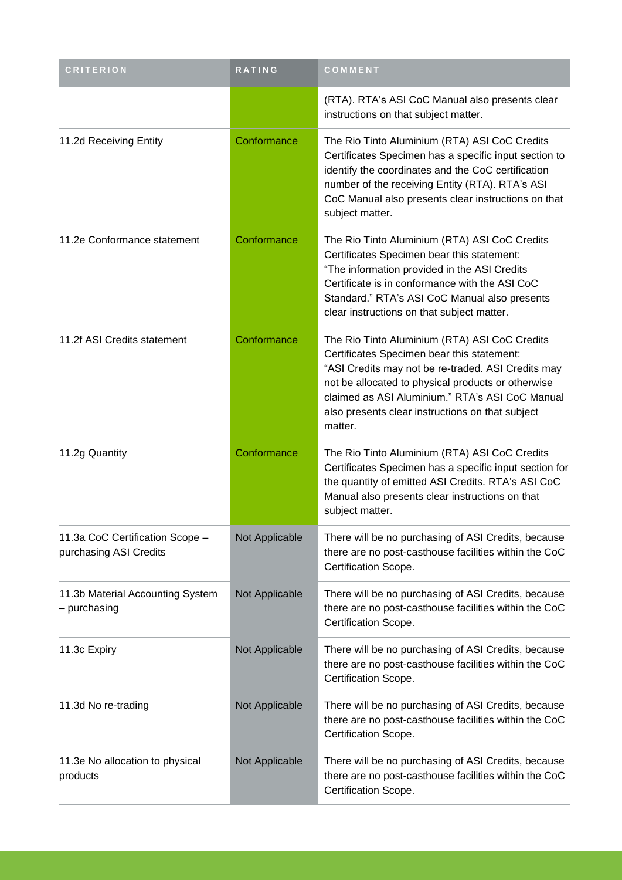| CRITERION | RATING | COMMENT |
|---|---|---|
| | | (RTA). RTA's ASI CoC Manual also presents clear instructions on that subject matter. |
| 11.2d Receiving Entity | Conformance | The Rio Tinto Aluminium (RTA) ASI CoC Credits Certificates Specimen has a specific input section to identify the coordinates and the CoC certification number of the receiving Entity (RTA). RTA's ASI CoC Manual also presents clear instructions on that subject matter. |
| 11.2e Conformance statement | Conformance | The Rio Tinto Aluminium (RTA) ASI CoC Credits Certificates Specimen bear this statement: "The information provided in the ASI Credits Certificate is in conformance with the ASI CoC Standard." RTA's ASI CoC Manual also presents clear instructions on that subject matter. |
| 11.2f ASI Credits statement | Conformance | The Rio Tinto Aluminium (RTA) ASI CoC Credits Certificates Specimen bear this statement: "ASI Credits may not be re-traded. ASI Credits may not be allocated to physical products or otherwise claimed as ASI Aluminium." RTA's ASI CoC Manual also presents clear instructions on that subject matter. |
| 11.2g Quantity | Conformance | The Rio Tinto Aluminium (RTA) ASI CoC Credits Certificates Specimen has a specific input section for the quantity of emitted ASI Credits. RTA's ASI CoC Manual also presents clear instructions on that subject matter. |
| 11.3a CoC Certification Scope – purchasing ASI Credits | Not Applicable | There will be no purchasing of ASI Credits, because there are no post-casthouse facilities within the CoC Certification Scope. |
| 11.3b Material Accounting System – purchasing | Not Applicable | There will be no purchasing of ASI Credits, because there are no post-casthouse facilities within the CoC Certification Scope. |
| 11.3c Expiry | Not Applicable | There will be no purchasing of ASI Credits, because there are no post-casthouse facilities within the CoC Certification Scope. |
| 11.3d No re-trading | Not Applicable | There will be no purchasing of ASI Credits, because there are no post-casthouse facilities within the CoC Certification Scope. |
| 11.3e No allocation to physical products | Not Applicable | There will be no purchasing of ASI Credits, because there are no post-casthouse facilities within the CoC Certification Scope. |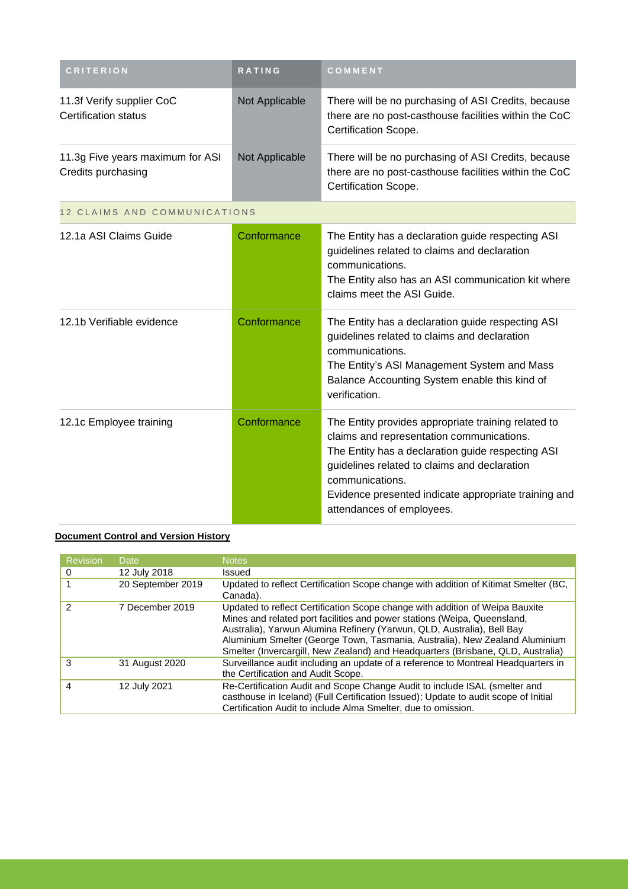| CRITERION | RATING | COMMENT |
| --- | --- | --- |
| 11.3f Verify supplier CoC Certification status | Not Applicable | There will be no purchasing of ASI Credits, because there are no post-casthouse facilities within the CoC Certification Scope. |
| 11.3g Five years maximum for ASI Credits purchasing | Not Applicable | There will be no purchasing of ASI Credits, because there are no post-casthouse facilities within the CoC Certification Scope. |
| 12 CLAIMS AND COMMUNICATIONS | | |
| 12.1a ASI Claims Guide | Conformance | The Entity has a declaration guide respecting ASI guidelines related to claims and declaration communications.<br>The Entity also has an ASI communication kit where claims meet the ASI Guide. |
| 12.1b Verifiable evidence | Conformance | The Entity has a declaration guide respecting ASI guidelines related to claims and declaration communications.<br>The Entity's ASI Management System and Mass Balance Accounting System enable this kind of verification. |
| 12.1c Employee training | Conformance | The Entity provides appropriate training related to claims and representation communications.<br>The Entity has a declaration guide respecting ASI guidelines related to claims and declaration communications.<br>Evidence presented indicate appropriate training and attendances of employees. |

**Document Control and Version History**

| Revision | Date | Notes |
| --- | --- | --- |
| 0 | 12 July 2018 | Issued |
| 1 | 20 September 2019 | Updated to reflect Certification Scope change with addition of Kitimat Smelter (BC, Canada). |
| 2 | 7 December 2019 | Updated to reflect Certification Scope change with addition of Weipa Bauxite Mines and related port facilities and power stations (Weipa, Queensland, Australia), Yarwun Alumina Refinery (Yarwun, QLD, Australia), Bell Bay Aluminium Smelter (George Town, Tasmania, Australia), New Zealand Aluminium Smelter (Invercargill, New Zealand) and Headquarters (Brisbane, QLD, Australia) |
| 3 | 31 August 2020 | Surveillance audit including an update of a reference to Montreal Headquarters in the Certification and Audit Scope. |
| 4 | 12 July 2021 | Re-Certification Audit and Scope Change Audit to include ISAL (smelter and casthouse in Iceland) (Full Certification Issued); Update to audit scope of Initial Certification Audit to include Alma Smelter, due to omission. |